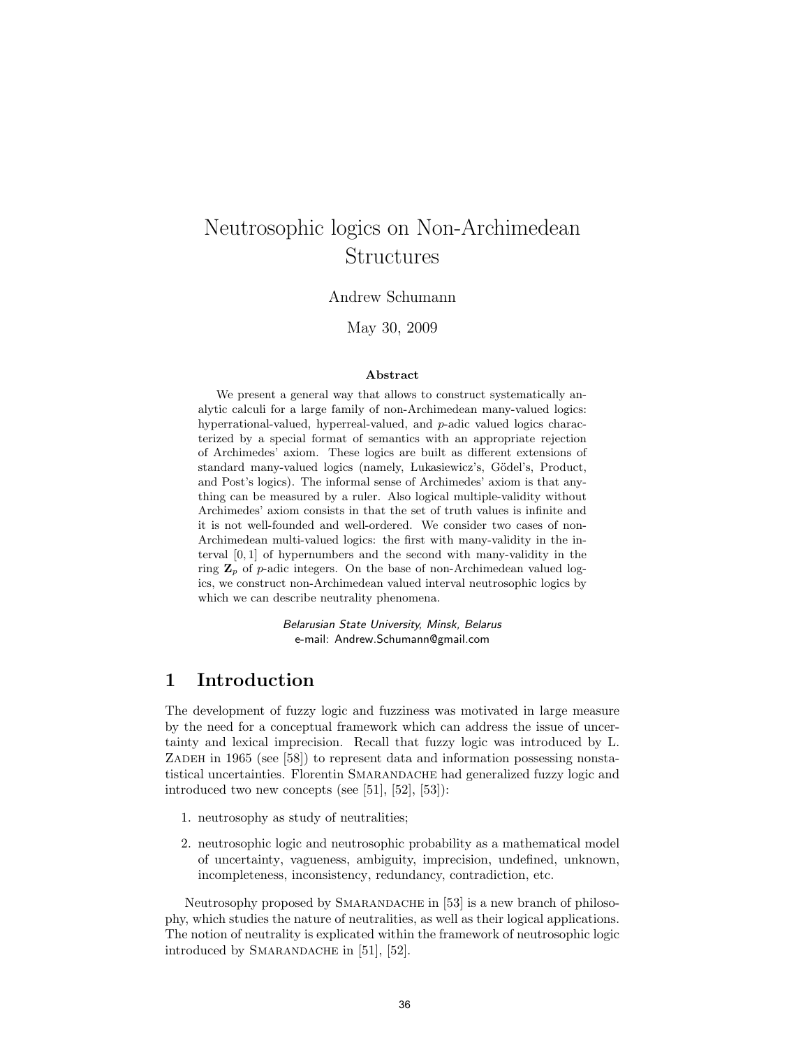# Neutrosophic logics on Non-Archimedean Structures

Andrew Schumann

May 30, 2009

### Abstract

We present a general way that allows to construct systematically analytic calculi for a large family of non-Archimedean many-valued logics: hyperrational-valued, hyperreal-valued, and $p$-adic valued logics characterized by a special format of semantics with an appropriate rejection of Archimedes' axiom. These logics are built as different extensions of standard many-valued logics (namely, Łukasiewicz's, Gödel's, Product, and Post's logics). The informal sense of Archimedes' axiom is that anything can be measured by a ruler. Also logical multiple-validity without Archimedes' axiom consists in that the set of truth values is infinite and it is not well-founded and well-ordered. We consider two cases of non-Archimedean multi-valued logics: the first with many-validity in the interval $[0, 1]$ of hypernumbers and the second with many-validity in the ring $\mathbf{Z}_p$ of $p$-adic integers. On the base of non-Archimedean valued logics, we construct non-Archimedean valued interval neutrosophic logics by which we can describe neutrality phenomena.

*Belarusian State University, Minsk, Belarus*
e-mail: Andrew.Schumann@gmail.com

## 1 Introduction

The development of fuzzy logic and fuzziness was motivated in large measure by the need for a conceptual framework which can address the issue of uncertainty and lexical imprecision. Recall that fuzzy logic was introduced by L. Zadeh in 1965 (see [58]) to represent data and information possessing nonstatistical uncertainties. Florentin Smarandache had generalized fuzzy logic and introduced two new concepts (see [51], [52], [53]):

1. neutrosophy as study of neutralities;
2. neutrosophic logic and neutrosophic probability as a mathematical model of uncertainty, vagueness, ambiguity, imprecision, undefined, unknown, incompleteness, inconsistency, redundancy, contradiction, etc.

Neutrosophy proposed by Smarandache in [53] is a new branch of philosophy, which studies the nature of neutralities, as well as their logical applications. The notion of neutrality is explicated within the framework of neutrosophic logic introduced by Smarandache in [51], [52].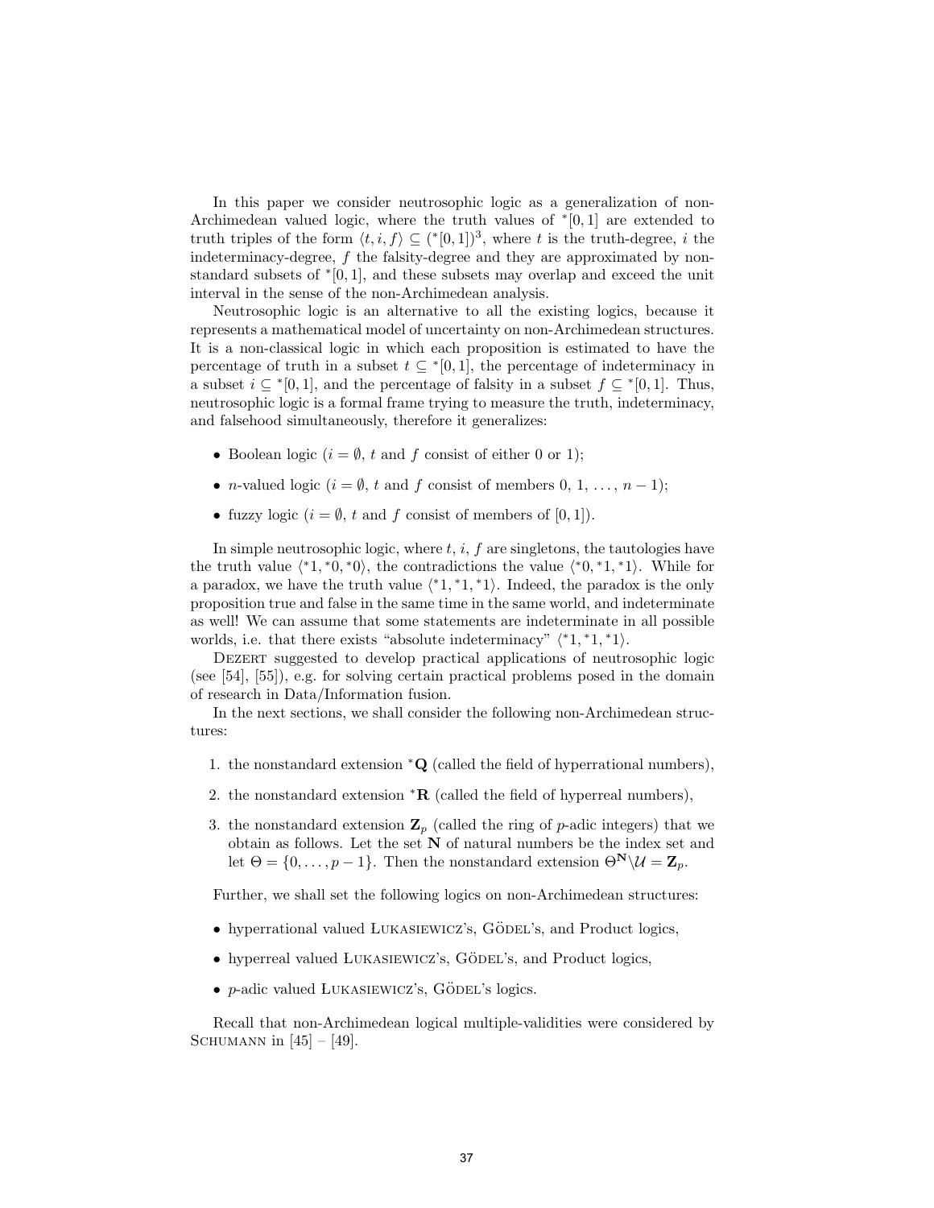In this paper we consider neutrosophic logic as a generalization of non-Archimedean valued logic, where the truth values of ${}^*[0,1]$ are extended to truth triples of the form $\langle t, i, f\rangle \subseteq ({}^*[0,1])^3$, where $t$ is the truth-degree, $i$ the indeterminacy-degree, $f$ the falsity-degree and they are approximated by non-standard subsets of ${}^*[0,1]$, and these subsets may overlap and exceed the unit interval in the sense of the non-Archimedean analysis.

Neutrosophic logic is an alternative to all the existing logics, because it represents a mathematical model of uncertainty on non-Archimedean structures. It is a non-classical logic in which each proposition is estimated to have the percentage of truth in a subset $t \subseteq {}^*[0,1]$, the percentage of indeterminacy in a subset $i \subseteq {}^*[0,1]$, and the percentage of falsity in a subset $f \subseteq {}^*[0,1]$. Thus, neutrosophic logic is a formal frame trying to measure the truth, indeterminacy, and falsehood simultaneously, therefore it generalizes:

- Boolean logic ($i = \emptyset$, $t$ and $f$ consist of either 0 or 1);
- $n$-valued logic ($i = \emptyset$, $t$ and $f$ consist of members $0, 1, \ldots, n-1$);
- fuzzy logic ($i = \emptyset$, $t$ and $f$ consist of members of $[0,1]$).

In simple neutrosophic logic, where $t$, $i$, $f$ are singletons, the tautologies have the truth value $\langle {}^*1, {}^*0, {}^*0\rangle$, the contradictions the value $\langle {}^*0, {}^*1, {}^*1\rangle$. While for a paradox, we have the truth value $\langle {}^*1, {}^*1, {}^*1\rangle$. Indeed, the paradox is the only proposition true and false in the same time in the same world, and indeterminate as well! We can assume that some statements are indeterminate in all possible worlds, i.e. that there exists "absolute indeterminacy" $\langle {}^*1, {}^*1, {}^*1\rangle$.

Dezert suggested to develop practical applications of neutrosophic logic (see [54], [55]), e.g. for solving certain practical problems posed in the domain of research in Data/Information fusion.

In the next sections, we shall consider the following non-Archimedean structures:

1. the nonstandard extension ${}^*\mathbf{Q}$ (called the field of hyperrational numbers),
2. the nonstandard extension ${}^*\mathbf{R}$ (called the field of hyperreal numbers),
3. the nonstandard extension $\mathbf{Z}_p$ (called the ring of $p$-adic integers) that we obtain as follows. Let the set $\mathbf{N}$ of natural numbers be the index set and let $\Theta = \{0, \ldots, p-1\}$. Then the nonstandard extension $\Theta^{\mathbf{N}} \backslash \mathcal{U} = \mathbf{Z}_p$.

Further, we shall set the following logics on non-Archimedean structures:

- hyperrational valued Łukasiewicz's, Gödel's, and Product logics,
- hyperreal valued Łukasiewicz's, Gödel's, and Product logics,
- $p$-adic valued Łukasiewicz's, Gödel's logics.

Recall that non-Archimedean logical multiple-validities were considered by Schumann in [45] – [49].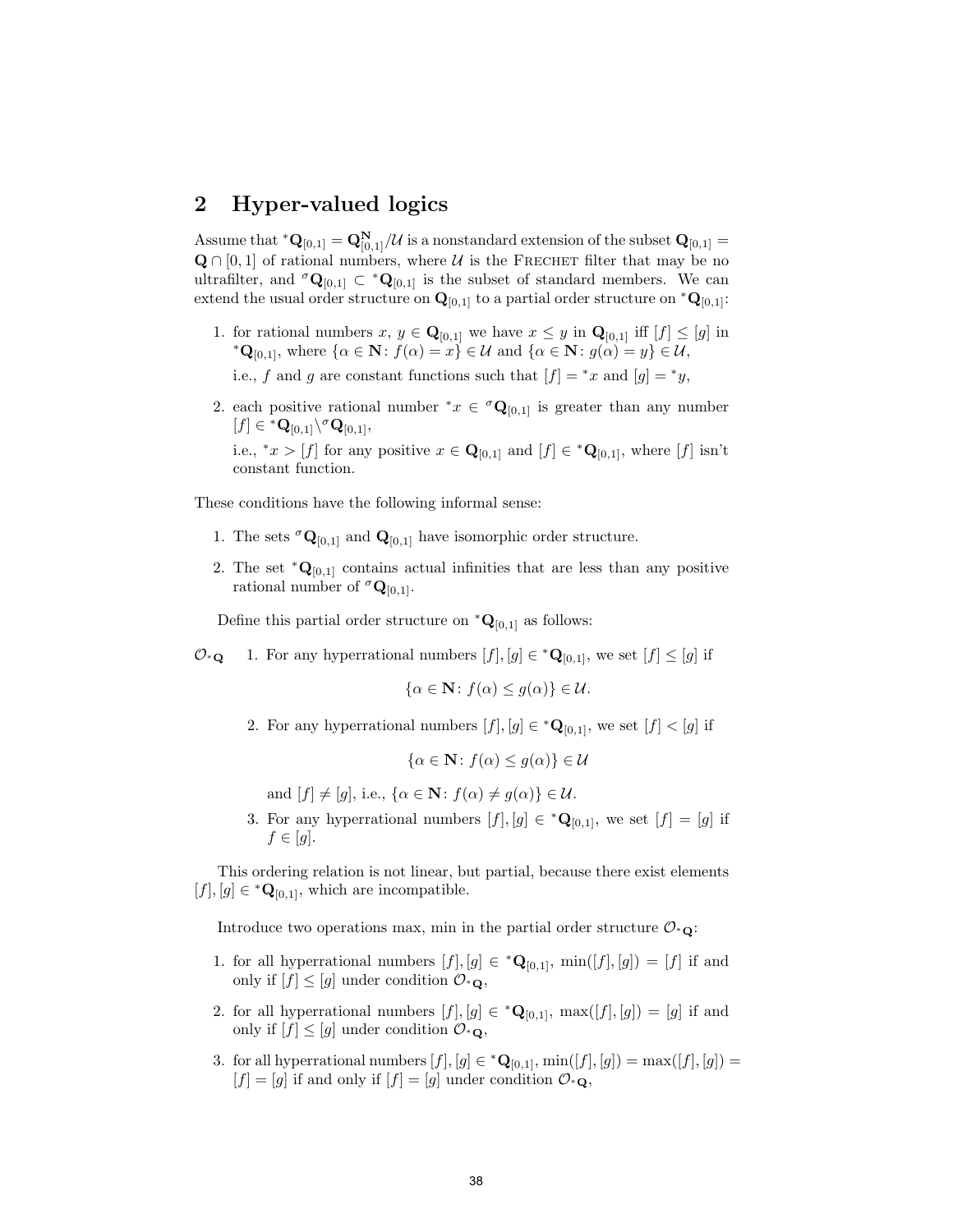## 2 Hyper-valued logics

Assume that ${}^*\mathbf{Q}_{[0,1]} = \mathbf{Q}_{[0,1]}^{\mathbf{N}}/\mathcal{U}$ is a nonstandard extension of the subset $\mathbf{Q}_{[0,1]} = \mathbf{Q} \cap [0, 1]$ of rational numbers, where $\mathcal{U}$ is the FRECHET filter that may be no ultrafilter, and ${}^\sigma\mathbf{Q}_{[0,1]} \subset {}^*\mathbf{Q}_{[0,1]}$ is the subset of standard members. We can extend the usual order structure on $\mathbf{Q}_{[0,1]}$ to a partial order structure on ${}^*\mathbf{Q}_{[0,1]}$:

1. for rational numbers $x$, $y \in \mathbf{Q}_{[0,1]}$ we have $x \leq y$ in $\mathbf{Q}_{[0,1]}$ iff $[f] \leq [g]$ in ${}^*\mathbf{Q}_{[0,1]}$, where $\{\alpha \in \mathbf{N} \colon f(\alpha) = x\} \in \mathcal{U}$ and $\{\alpha \in \mathbf{N} \colon g(\alpha) = y\} \in \mathcal{U}$,

   i.e., $f$ and $g$ are constant functions such that $[f] = {}^*x$ and $[g] = {}^*y$,

2. each positive rational number ${}^*x \in {}^\sigma\mathbf{Q}_{[0,1]}$ is greater than any number $[f] \in {}^*\mathbf{Q}_{[0,1]} \backslash {}^\sigma\mathbf{Q}_{[0,1]}$,

   i.e., ${}^*x > [f]$ for any positive $x \in \mathbf{Q}_{[0,1]}$ and $[f] \in {}^*\mathbf{Q}_{[0,1]}$, where $[f]$ isn't constant function.

These conditions have the following informal sense:

1. The sets ${}^\sigma\mathbf{Q}_{[0,1]}$ and $\mathbf{Q}_{[0,1]}$ have isomorphic order structure.
2. The set ${}^*\mathbf{Q}_{[0,1]}$ contains actual infinities that are less than any positive rational number of ${}^\sigma\mathbf{Q}_{[0,1]}$.

Define this partial order structure on ${}^*\mathbf{Q}_{[0,1]}$ as follows:

$\mathcal{O}_{{}^*\mathbf{Q}}$

1. For any hyperrational numbers $[f], [g] \in {}^*\mathbf{Q}_{[0,1]}$, we set $[f] \leq [g]$ if

$$\{\alpha \in \mathbf{N} \colon f(\alpha) \leq g(\alpha)\} \in \mathcal{U}.$$

2. For any hyperrational numbers $[f], [g] \in {}^*\mathbf{Q}_{[0,1]}$, we set $[f] < [g]$ if

$$\{\alpha \in \mathbf{N} \colon f(\alpha) \leq g(\alpha)\} \in \mathcal{U}$$

   and $[f] \neq [g]$, i.e., $\{\alpha \in \mathbf{N} \colon f(\alpha) \neq g(\alpha)\} \in \mathcal{U}$.

3. For any hyperrational numbers $[f], [g] \in {}^*\mathbf{Q}_{[0,1]}$, we set $[f] = [g]$ if $f \in [g]$.

This ordering relation is not linear, but partial, because there exist elements $[f], [g] \in {}^*\mathbf{Q}_{[0,1]}$, which are incompatible.

Introduce two operations max, min in the partial order structure $\mathcal{O}_{{}^*\mathbf{Q}}$:

1. for all hyperrational numbers $[f], [g] \in {}^*\mathbf{Q}_{[0,1]}$, $\min([f], [g]) = [f]$ if and only if $[f] \leq [g]$ under condition $\mathcal{O}_{{}^*\mathbf{Q}}$,
2. for all hyperrational numbers $[f], [g] \in {}^*\mathbf{Q}_{[0,1]}$, $\max([f], [g]) = [g]$ if and only if $[f] \leq [g]$ under condition $\mathcal{O}_{{}^*\mathbf{Q}}$,
3. for all hyperrational numbers $[f], [g] \in {}^*\mathbf{Q}_{[0,1]}$, $\min([f], [g]) = \max([f], [g]) = [f] = [g]$ if and only if $[f] = [g]$ under condition $\mathcal{O}_{{}^*\mathbf{Q}}$,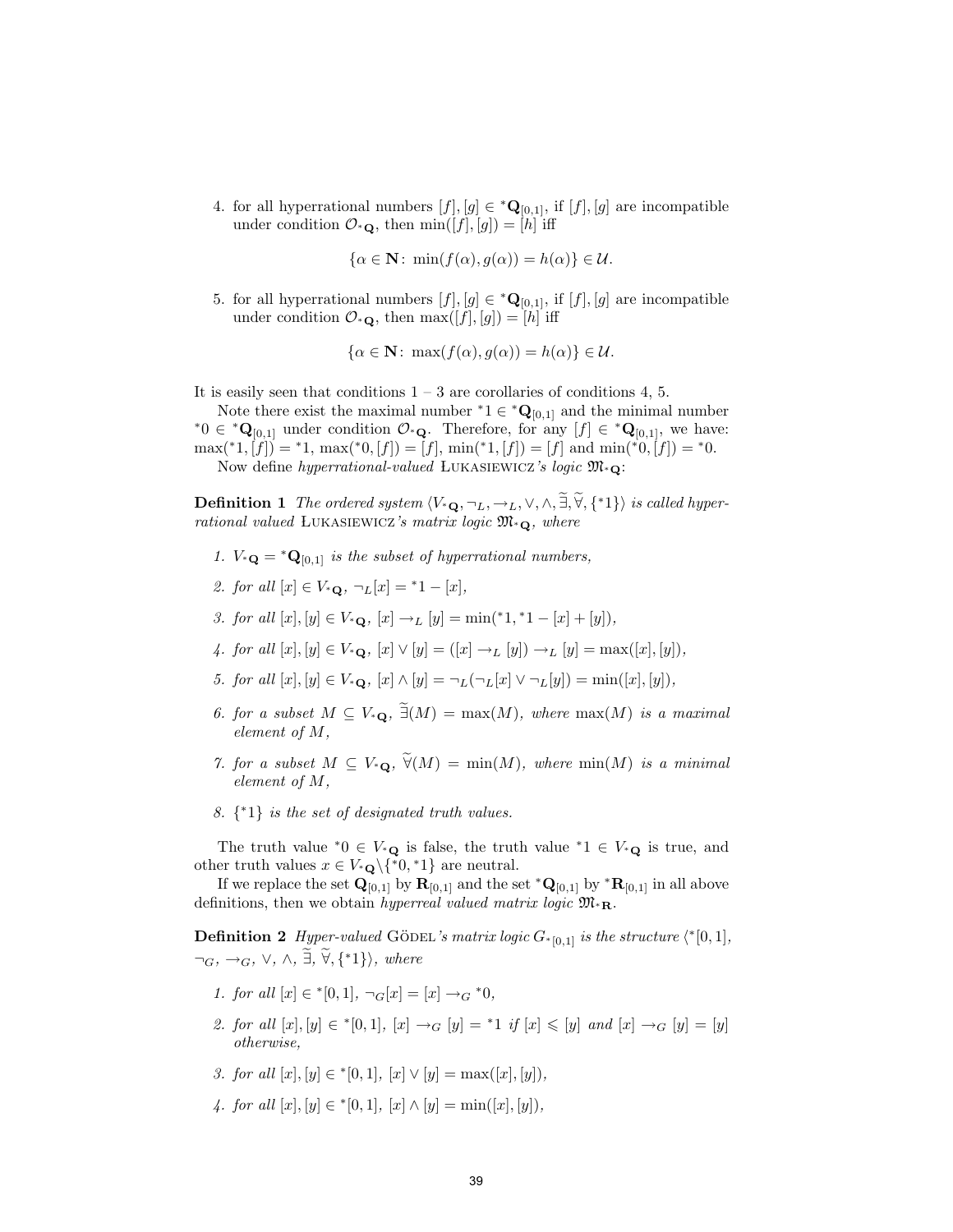4. for all hyperrational numbers $[f], [g] \in {}^*\mathbf{Q}_{[0,1]}$, if $[f], [g]$ are incompatible under condition $\mathcal{O}_{^*\mathbf{Q}}$, then $\min([f], [g]) = [h]$ iff

$$\{\alpha \in \mathbf{N} \colon \min(f(\alpha), g(\alpha)) = h(\alpha)\} \in \mathcal{U}.$$

5. for all hyperrational numbers $[f], [g] \in {}^*\mathbf{Q}_{[0,1]}$, if $[f], [g]$ are incompatible under condition $\mathcal{O}_{^*\mathbf{Q}}$, then $\max([f], [g]) = [h]$ iff

$$\{\alpha \in \mathbf{N} \colon \max(f(\alpha), g(\alpha)) = h(\alpha)\} \in \mathcal{U}.$$

It is easily seen that conditions 1 – 3 are corollaries of conditions 4, 5.

Note there exist the maximal number ${}^*1 \in {}^*\mathbf{Q}_{[0,1]}$ and the minimal number ${}^*0 \in {}^*\mathbf{Q}_{[0,1]}$ under condition $\mathcal{O}_{^*\mathbf{Q}}$. Therefore, for any $[f] \in {}^*\mathbf{Q}_{[0,1]}$, we have: $\max({}^*1, [f]) = {}^*1$, $\max({}^*0, [f]) = [f]$, $\min({}^*1, [f]) = [f]$ and $\min({}^*0, [f]) = {}^*0$.

Now define *hyperrational-valued* Łukasiewicz*'s logic* $\mathfrak{M}_{^*\mathbf{Q}}$:

**Definition 1** *The ordered system* $\langle V_{^*\mathbf{Q}}, \neg_L, \rightarrow_L, \vee, \wedge, \widetilde{\exists}, \widetilde{\forall}, \{{}^*1\}\rangle$ *is called hyperrational valued* Łukasiewicz*'s matrix logic* $\mathfrak{M}_{^*\mathbf{Q}}$, *where*

1. $V_{^*\mathbf{Q}} = {}^*\mathbf{Q}_{[0,1]}$ *is the subset of hyperrational numbers,*
2. *for all* $[x] \in V_{^*\mathbf{Q}}$, $\neg_L[x] = {}^*1 - [x]$,
3. *for all* $[x], [y] \in V_{^*\mathbf{Q}}$, $[x] \rightarrow_L [y] = \min({}^*1, {}^*1 - [x] + [y])$,
4. *for all* $[x], [y] \in V_{^*\mathbf{Q}}$, $[x] \vee [y] = ([x] \rightarrow_L [y]) \rightarrow_L [y] = \max([x], [y])$,
5. *for all* $[x], [y] \in V_{^*\mathbf{Q}}$, $[x] \wedge [y] = \neg_L(\neg_L[x] \vee \neg_L[y]) = \min([x], [y])$,
6. *for a subset* $M \subseteq V_{^*\mathbf{Q}}$, $\widetilde{\exists}(M) = \max(M)$, *where* $\max(M)$ *is a maximal element of* $M$,
7. *for a subset* $M \subseteq V_{^*\mathbf{Q}}$, $\widetilde{\forall}(M) = \min(M)$, *where* $\min(M)$ *is a minimal element of* $M$,
8. $\{{}^*1\}$ *is the set of designated truth values.*

The truth value ${}^*0 \in V_{^*\mathbf{Q}}$ is false, the truth value ${}^*1 \in V_{^*\mathbf{Q}}$ is true, and other truth values $x \in V_{^*\mathbf{Q}} \backslash \{{}^*0, {}^*1\}$ are neutral.

If we replace the set $\mathbf{Q}_{[0,1]}$ by $\mathbf{R}_{[0,1]}$ and the set ${}^*\mathbf{Q}_{[0,1]}$ by ${}^*\mathbf{R}_{[0,1]}$ in all above definitions, then we obtain *hyperreal valued matrix logic* $\mathfrak{M}_{^*\mathbf{R}}$.

**Definition 2** *Hyper-valued* Gödel*'s matrix logic* $G_{^*[0,1]}$ *is the structure* $\langle {}^*[0,1], \neg_G, \rightarrow_G, \vee, \wedge, \widetilde{\exists}, \widetilde{\forall}, \{{}^*1\}\rangle$, *where*

1. *for all* $[x] \in {}^*[0,1]$, $\neg_G[x] = [x] \rightarrow_G {}^*0$,
2. *for all* $[x], [y] \in {}^*[0,1]$, $[x] \rightarrow_G [y] = {}^*1$ *if* $[x] \leqslant [y]$ *and* $[x] \rightarrow_G [y] = [y]$ *otherwise,*
3. *for all* $[x], [y] \in {}^*[0,1]$, $[x] \vee [y] = \max([x], [y])$,
4. *for all* $[x], [y] \in {}^*[0,1]$, $[x] \wedge [y] = \min([x], [y])$,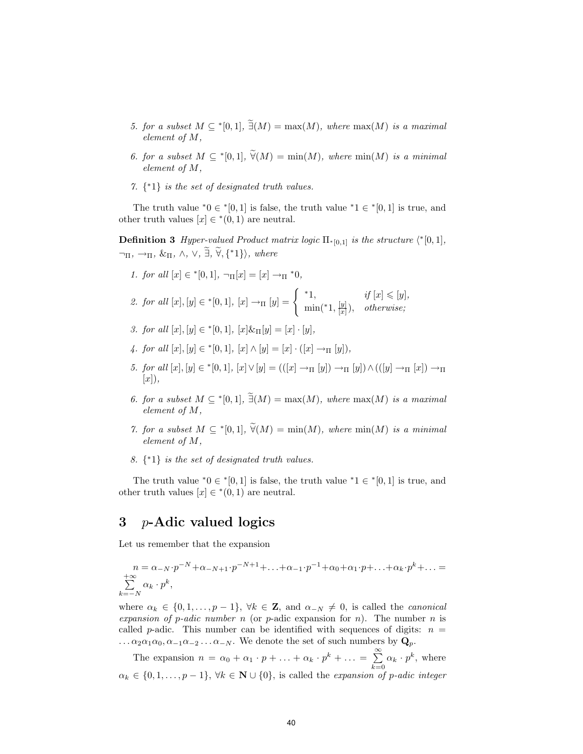5. *for a subset* $M \subseteq {}^*[0,1]$, $\widetilde{\exists}(M) = \max(M)$, *where* $\max(M)$ *is a maximal element of* $M$,

6. *for a subset* $M \subseteq {}^*[0,1]$, $\widetilde{\forall}(M) = \min(M)$, *where* $\min(M)$ *is a minimal element of* $M$,

7. $\{{}^*1\}$ *is the set of designated truth values.*

The truth value ${}^*0 \in {}^*[0,1]$ is false, the truth value ${}^*1 \in {}^*[0,1]$ is true, and other truth values $[x] \in {}^*(0,1)$ are neutral.

**Definition 3** *Hyper-valued Product matrix logic* $\Pi_{{}^*[0,1]}$ *is the structure* $\langle {}^*[0,1], \neg_\Pi, \rightarrow_\Pi, \&_\Pi, \wedge, \vee, \widetilde{\exists}, \widetilde{\forall}, \{{}^*1\}\rangle$, *where*

1. *for all* $[x] \in {}^*[0,1]$, $\neg_\Pi [x] = [x] \rightarrow_\Pi {}^*0$,

2. *for all* $[x],[y] \in {}^*[0,1]$, $[x] \rightarrow_\Pi [y] = \begin{cases} {}^*1, & \text{if } [x] \leqslant [y], \\ \min({}^*1, \frac{[y]}{[x]}), & \text{otherwise;} \end{cases}$

3. *for all* $[x],[y] \in {}^*[0,1]$, $[x] \&_\Pi [y] = [x] \cdot [y]$,

4. *for all* $[x],[y] \in {}^*[0,1]$, $[x] \wedge [y] = [x] \cdot ([x] \rightarrow_\Pi [y])$,

5. *for all* $[x],[y] \in {}^*[0,1]$, $[x] \vee [y] = (([x] \rightarrow_\Pi [y]) \rightarrow_\Pi [y]) \wedge (([y] \rightarrow_\Pi [x]) \rightarrow_\Pi [x])$,

6. *for a subset* $M \subseteq {}^*[0,1]$, $\widetilde{\exists}(M) = \max(M)$, *where* $\max(M)$ *is a maximal element of* $M$,

7. *for a subset* $M \subseteq {}^*[0,1]$, $\widetilde{\forall}(M) = \min(M)$, *where* $\min(M)$ *is a minimal element of* $M$,

8. $\{{}^*1\}$ *is the set of designated truth values.*

The truth value ${}^*0 \in {}^*[0,1]$ is false, the truth value ${}^*1 \in {}^*[0,1]$ is true, and other truth values $[x] \in {}^*(0,1)$ are neutral.

## 3 $p$-Adic valued logics

Let us remember that the expansion

$$n = \alpha_{-N} \cdot p^{-N} + \alpha_{-N+1} \cdot p^{-N+1} + \ldots + \alpha_{-1} \cdot p^{-1} + \alpha_0 + \alpha_1 \cdot p + \ldots + \alpha_k \cdot p^k + \ldots = \sum_{k=-N}^{+\infty} \alpha_k \cdot p^k,$$

where $\alpha_k \in \{0,1,\ldots,p-1\}$, $\forall k \in \mathbf{Z}$, and $\alpha_{-N} \neq 0$, is called the *canonical expansion of* $p$*-adic number* $n$ (or $p$-adic expansion for $n$). The number $n$ is called $p$-adic. This number can be identified with sequences of digits: $n = \ldots \alpha_2 \alpha_1 \alpha_0, \alpha_{-1} \alpha_{-2} \ldots \alpha_{-N}$. We denote the set of such numbers by $\mathbf{Q}_p$.

The expansion $n = \alpha_0 + \alpha_1 \cdot p + \ldots + \alpha_k \cdot p^k + \ldots = \sum_{k=0}^{\infty} \alpha_k \cdot p^k$, where $\alpha_k \in \{0,1,\ldots,p-1\}$, $\forall k \in \mathbf{N} \cup \{0\}$, is called the *expansion of* $p$*-adic integer*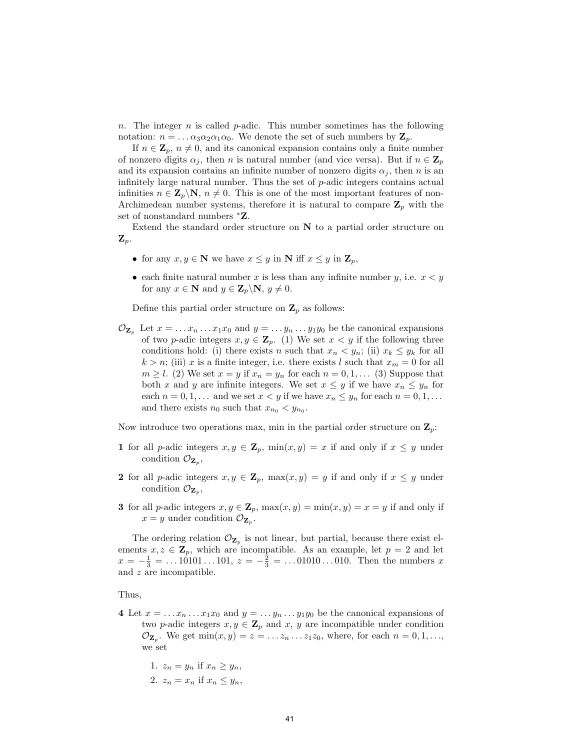$n$. The integer $n$ is called $p$-adic. This number sometimes has the following notation: $n = \ldots \alpha_3 \alpha_2 \alpha_1 \alpha_0$. We denote the set of such numbers by $\mathbf{Z}_p$.

If $n \in \mathbf{Z}_p$, $n \neq 0$, and its canonical expansion contains only a finite number of nonzero digits $\alpha_j$, then $n$ is natural number (and vice versa). But if $n \in \mathbf{Z}_p$ and its expansion contains an infinite number of nonzero digits $\alpha_j$, then $n$ is an infinitely large natural number. Thus the set of $p$-adic integers contains actual infinities $n \in \mathbf{Z}_p \backslash \mathbf{N}$, $n \neq 0$. This is one of the most important features of non-Archimedean number systems, therefore it is natural to compare $\mathbf{Z}_p$ with the set of nonstandard numbers ${}^*\mathbf{Z}$.

Extend the standard order structure on $\mathbf{N}$ to a partial order structure on $\mathbf{Z}_p$.

- for any $x, y \in \mathbf{N}$ we have $x \leq y$ in $\mathbf{N}$ iff $x \leq y$ in $\mathbf{Z}_p$,
- each finite natural number $x$ is less than any infinite number $y$, i.e. $x < y$ for any $x \in \mathbf{N}$ and $y \in \mathbf{Z}_p \backslash \mathbf{N}$, $y \neq 0$.

Define this partial order structure on $\mathbf{Z}_p$ as follows:

$\mathcal{O}_{\mathbf{Z}_p}$ Let $x = \ldots x_n \ldots x_1 x_0$ and $y = \ldots y_n \ldots y_1 y_0$ be the canonical expansions of two $p$-adic integers $x, y \in \mathbf{Z}_p$. (1) We set $x < y$ if the following three conditions hold: (i) there exists $n$ such that $x_n < y_n$; (ii) $x_k \leq y_k$ for all $k > n$; (iii) $x$ is a finite integer, i.e. there exists $l$ such that $x_m = 0$ for all $m \geq l$. (2) We set $x = y$ if $x_n = y_n$ for each $n = 0, 1, \ldots$ (3) Suppose that both $x$ and $y$ are infinite integers. We set $x \leq y$ if we have $x_n \leq y_n$ for each $n = 0, 1, \ldots$ and we set $x < y$ if we have $x_n \leq y_n$ for each $n = 0, 1, \ldots$ and there exists $n_0$ such that $x_{n_0} < y_{n_0}$.

Now introduce two operations max, min in the partial order structure on $\mathbf{Z}_p$:

**1** for all $p$-adic integers $x, y \in \mathbf{Z}_p$, $\min(x, y) = x$ if and only if $x \leq y$ under condition $\mathcal{O}_{\mathbf{Z}_p}$,

**2** for all $p$-adic integers $x, y \in \mathbf{Z}_p$, $\max(x, y) = y$ if and only if $x \leq y$ under condition $\mathcal{O}_{\mathbf{Z}_p}$,

**3** for all $p$-adic integers $x, y \in \mathbf{Z}_p$, $\max(x, y) = \min(x, y) = x = y$ if and only if $x = y$ under condition $\mathcal{O}_{\mathbf{Z}_p}$.

The ordering relation $\mathcal{O}_{\mathbf{Z}_p}$ is not linear, but partial, because there exist elements $x, z \in \mathbf{Z}_p$, which are incompatible. As an example, let $p = 2$ and let $x = -\frac{1}{3} = \ldots 10101 \ldots 101$, $z = -\frac{2}{3} = \ldots 01010 \ldots 010$. Then the numbers $x$ and $z$ are incompatible.

Thus,

**4** Let $x = \ldots x_n \ldots x_1 x_0$ and $y = \ldots y_n \ldots y_1 y_0$ be the canonical expansions of two $p$-adic integers $x, y \in \mathbf{Z}_p$ and $x$, $y$ are incompatible under condition $\mathcal{O}_{\mathbf{Z}_p}$. We get $\min(x, y) = z = \ldots z_n \ldots z_1 z_0$, where, for each $n = 0, 1, \ldots$, we set

1. $z_n = y_n$ if $x_n \geq y_n$,
2. $z_n = x_n$ if $x_n \leq y_n$,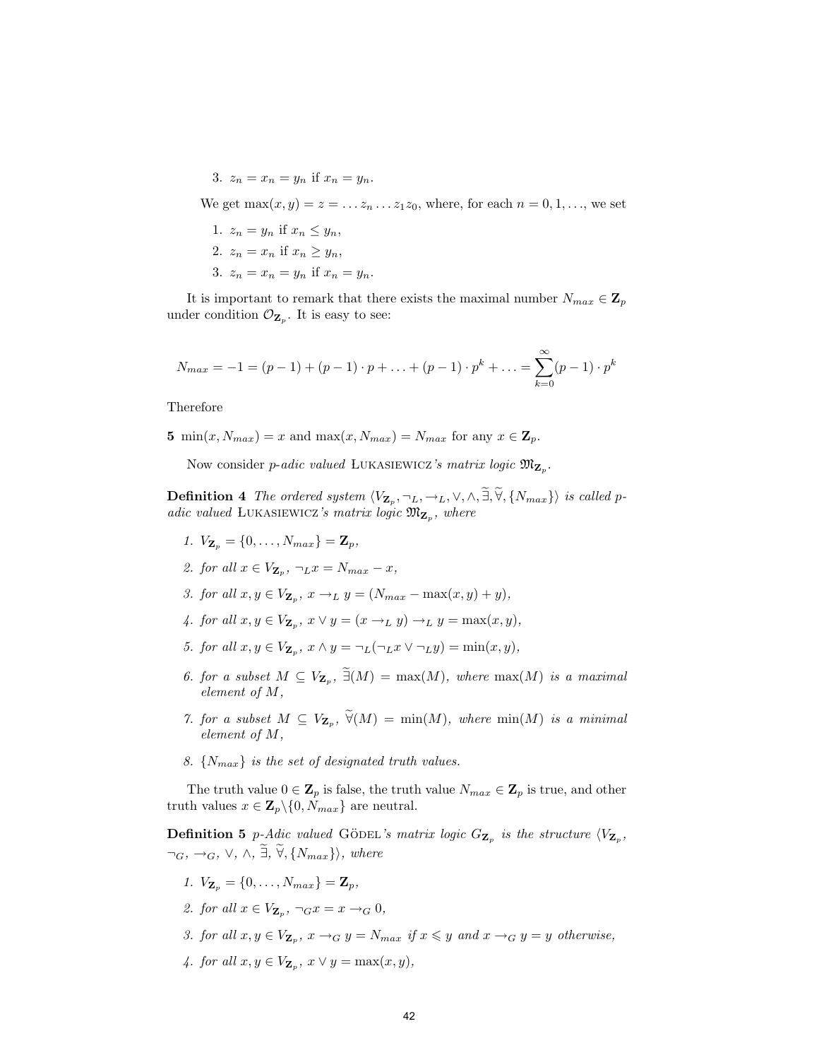3. $z_n = x_n = y_n$ if $x_n = y_n$.

We get $\max(x, y) = z = \ldots z_n \ldots z_1 z_0$, where, for each $n = 0, 1, \ldots$, we set

1. $z_n = y_n$ if $x_n \leq y_n$,
2. $z_n = x_n$ if $x_n \geq y_n$,
3. $z_n = x_n = y_n$ if $x_n = y_n$.

It is important to remark that there exists the maximal number $N_{max} \in \mathbf{Z}_p$ under condition $\mathcal{O}_{\mathbf{Z}_p}$. It is easy to see:

$$N_{max} = -1 = (p-1) + (p-1) \cdot p + \ldots + (p-1) \cdot p^k + \ldots = \sum_{k=0}^{\infty} (p-1) \cdot p^k$$

Therefore

**5** $\min(x, N_{max}) = x$ and $\max(x, N_{max}) = N_{max}$ for any $x \in \mathbf{Z}_p$.

Now consider *p-adic valued* Łukasiewicz*'s matrix logic* $\mathfrak{M}_{\mathbf{Z}_p}$.

**Definition 4** *The ordered system* $\langle V_{\mathbf{Z}_p}, \neg_L, \rightarrow_L, \vee, \wedge, \widetilde{\exists}, \widetilde{\forall}, \{N_{max}\}\rangle$ *is called p-adic valued* Łukasiewicz*'s matrix logic* $\mathfrak{M}_{\mathbf{Z}_p}$*, where*

1. $V_{\mathbf{Z}_p} = \{0, \ldots, N_{max}\} = \mathbf{Z}_p$,
2. *for all* $x \in V_{\mathbf{Z}_p}$, $\neg_L x = N_{max} - x$,
3. *for all* $x, y \in V_{\mathbf{Z}_p}$, $x \rightarrow_L y = (N_{max} - \max(x, y) + y)$,
4. *for all* $x, y \in V_{\mathbf{Z}_p}$, $x \vee y = (x \rightarrow_L y) \rightarrow_L y = \max(x, y)$,
5. *for all* $x, y \in V_{\mathbf{Z}_p}$, $x \wedge y = \neg_L(\neg_L x \vee \neg_L y) = \min(x, y)$,
6. *for a subset* $M \subseteq V_{\mathbf{Z}_p}$, $\widetilde{\exists}(M) = \max(M)$*, where* $\max(M)$ *is a maximal element of* $M$,
7. *for a subset* $M \subseteq V_{\mathbf{Z}_p}$, $\widetilde{\forall}(M) = \min(M)$*, where* $\min(M)$ *is a minimal element of* $M$,
8. $\{N_{max}\}$ *is the set of designated truth values.*

The truth value $0 \in \mathbf{Z}_p$ is false, the truth value $N_{max} \in \mathbf{Z}_p$ is true, and other truth values $x \in \mathbf{Z}_p \backslash \{0, N_{max}\}$ are neutral.

**Definition 5** *p-Adic valued* Gödel*'s matrix logic* $G_{\mathbf{Z}_p}$ *is the structure* $\langle V_{\mathbf{Z}_p}$, $\neg_G$, $\rightarrow_G$, $\vee$, $\wedge$, $\widetilde{\exists}$, $\widetilde{\forall}$, $\{N_{max}\}\rangle$*, where*

1. $V_{\mathbf{Z}_p} = \{0, \ldots, N_{max}\} = \mathbf{Z}_p$,
2. *for all* $x \in V_{\mathbf{Z}_p}$, $\neg_G x = x \rightarrow_G 0$,
3. *for all* $x, y \in V_{\mathbf{Z}_p}$, $x \rightarrow_G y = N_{max}$ *if* $x \leqslant y$ *and* $x \rightarrow_G y = y$ *otherwise,*
4. *for all* $x, y \in V_{\mathbf{Z}_p}$, $x \vee y = \max(x, y)$,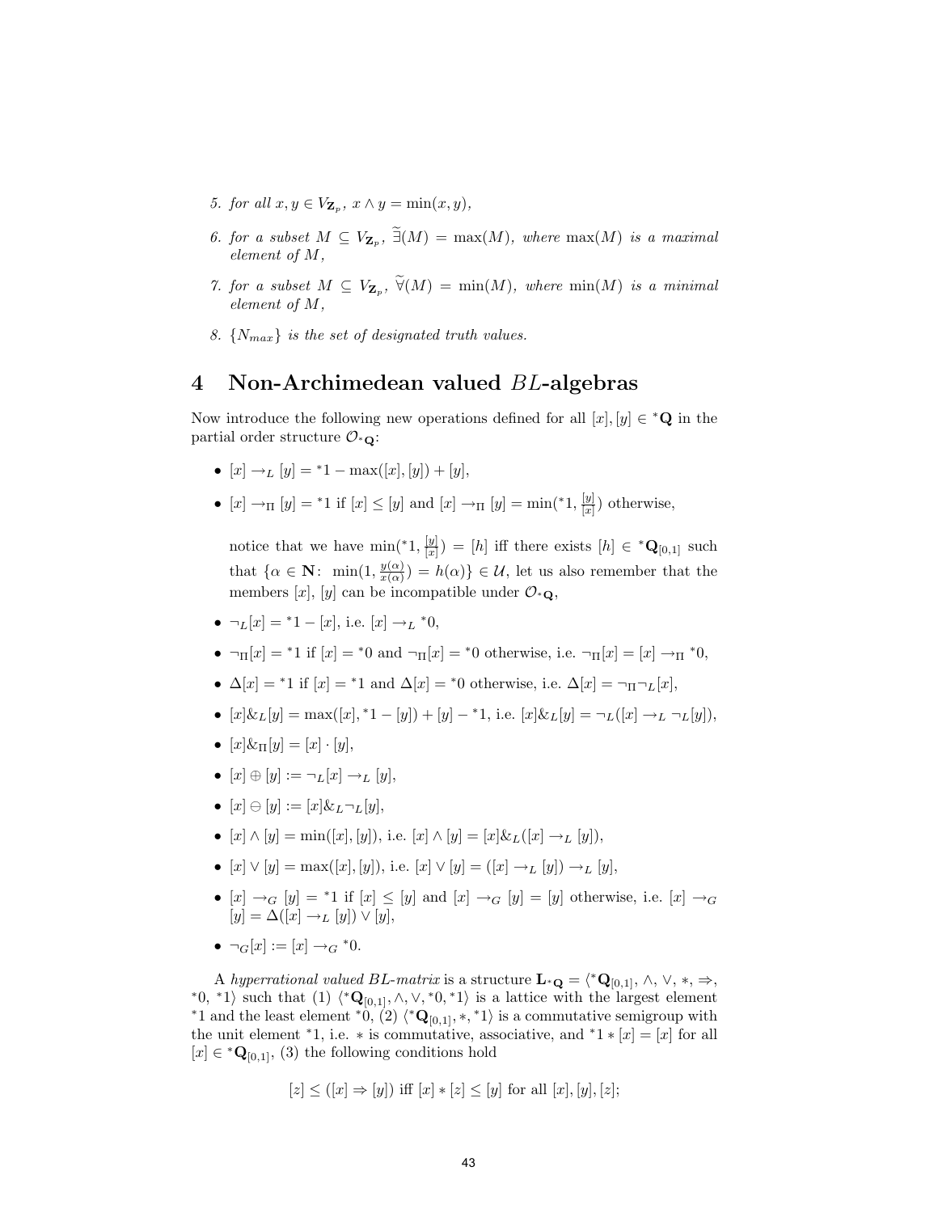5. *for all* $x, y \in V_{\mathbf{Z}_p}$, $x \wedge y = \min(x, y)$,

6. *for a subset* $M \subseteq V_{\mathbf{Z}_p}$, $\widetilde{\exists}(M) = \max(M)$, *where* $\max(M)$ *is a maximal element of* $M$,

7. *for a subset* $M \subseteq V_{\mathbf{Z}_p}$, $\widetilde{\forall}(M) = \min(M)$, *where* $\min(M)$ *is a minimal element of* $M$,

8. $\{N_{max}\}$ *is the set of designated truth values.*

# 4 Non-Archimedean valued $BL$-algebras

Now introduce the following new operations defined for all $[x], [y] \in {}^*\mathbf{Q}$ in the partial order structure $\mathcal{O}_{{}^*\mathbf{Q}}$:

- $[x] \rightarrow_L [y] = {}^*1 - \max([x], [y]) + [y]$,
- $[x] \rightarrow_\Pi [y] = {}^*1$ if $[x] \leq [y]$ and $[x] \rightarrow_\Pi [y] = \min({}^*1, \frac{[y]}{[x]})$ otherwise,

  notice that we have $\min({}^*1, \frac{[y]}{[x]}) = [h]$ iff there exists $[h] \in {}^*\mathbf{Q}_{[0,1]}$ such that $\{\alpha \in \mathbf{N}\colon \min(1, \frac{y(\alpha)}{x(\alpha)}) = h(\alpha)\} \in \mathcal{U}$, let us also remember that the members $[x]$, $[y]$ can be incompatible under $\mathcal{O}_{{}^*\mathbf{Q}}$,
- $\neg_L[x] = {}^*1 - [x]$, i.e. $[x] \rightarrow_L {}^*0$,
- $\neg_\Pi[x] = {}^*1$ if $[x] = {}^*0$ and $\neg_\Pi[x] = {}^*0$ otherwise, i.e. $\neg_\Pi[x] = [x] \rightarrow_\Pi {}^*0$,
- $\Delta[x] = {}^*1$ if $[x] = {}^*1$ and $\Delta[x] = {}^*0$ otherwise, i.e. $\Delta[x] = \neg_\Pi\neg_L[x]$,
- $[x]\&_L[y] = \max([x], {}^*1 - [y]) + [y] - {}^*1$, i.e. $[x]\&_L[y] = \neg_L([x] \rightarrow_L \neg_L[y])$,
- $[x]\&_\Pi[y] = [x] \cdot [y]$,
- $[x] \oplus [y] := \neg_L[x] \rightarrow_L [y]$,
- $[x] \ominus [y] := [x]\&_L\neg_L[y]$,
- $[x] \wedge [y] = \min([x], [y])$, i.e. $[x] \wedge [y] = [x]\&_L([x] \rightarrow_L [y])$,
- $[x] \vee [y] = \max([x], [y])$, i.e. $[x] \vee [y] = ([x] \rightarrow_L [y]) \rightarrow_L [y]$,
- $[x] \rightarrow_G [y] = {}^*1$ if $[x] \leq [y]$ and $[x] \rightarrow_G [y] = [y]$ otherwise, i.e. $[x] \rightarrow_G [y] = \Delta([x] \rightarrow_L [y]) \vee [y]$,
- $\neg_G[x] := [x] \rightarrow_G {}^*0$.

A *hyperrational valued BL-matrix* is a structure $\mathbf{L}_{{}^*\mathbf{Q}} = \langle {}^*\mathbf{Q}_{[0,1]}, \wedge, \vee, *, \Rightarrow, {}^*0, {}^*1\rangle$ such that (1) $\langle {}^*\mathbf{Q}_{[0,1]}, \wedge, \vee, {}^*0, {}^*1\rangle$ is a lattice with the largest element ${}^*1$ and the least element ${}^*0$, (2) $\langle {}^*\mathbf{Q}_{[0,1]}, *, {}^*1\rangle$ is a commutative semigroup with the unit element ${}^*1$, i.e. $*$ is commutative, associative, and ${}^*1 * [x] = [x]$ for all $[x] \in {}^*\mathbf{Q}_{[0,1]}$, (3) the following conditions hold

$$[z] \leq ([x] \Rightarrow [y]) \text{ iff } [x] * [z] \leq [y] \text{ for all } [x], [y], [z];$$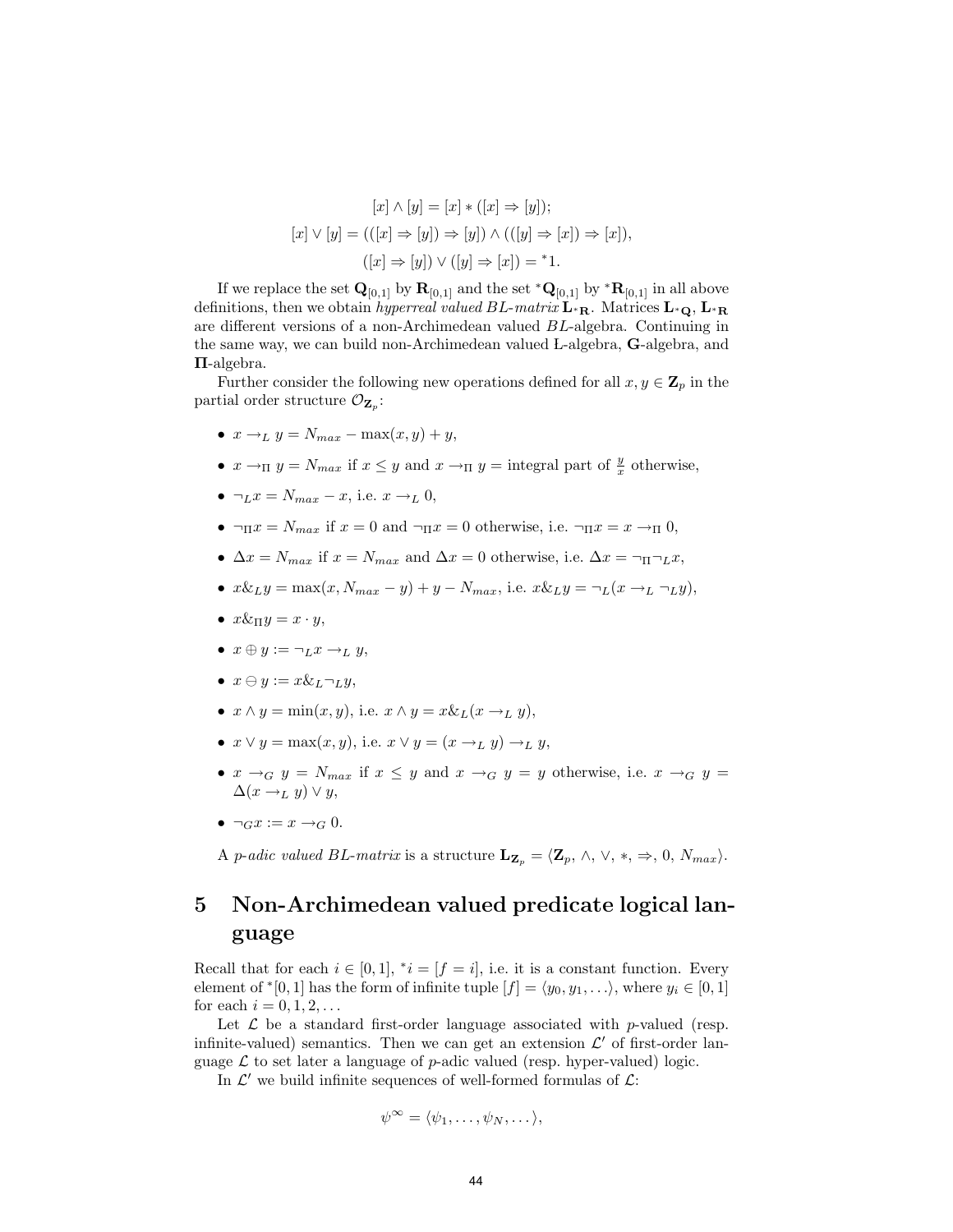$$[x] \wedge [y] = [x] * ([x] \Rightarrow [y]);$$

$$[x] \vee [y] = (([x] \Rightarrow [y]) \Rightarrow [y]) \wedge (([y] \Rightarrow [x]) \Rightarrow [x]),$$

$$([x] \Rightarrow [y]) \vee ([y] \Rightarrow [x]) = {}^*1.$$

If we replace the set $\mathbf{Q}_{[0,1]}$ by $\mathbf{R}_{[0,1]}$ and the set ${}^*\mathbf{Q}_{[0,1]}$ by ${}^*\mathbf{R}_{[0,1]}$ in all above definitions, then we obtain *hyperreal valued BL-matrix* $\mathbf{L}_{{}^*\mathbf{R}}$. Matrices $\mathbf{L}_{{}^*\mathbf{Q}}$, $\mathbf{L}_{{}^*\mathbf{R}}$ are different versions of a non-Archimedean valued $BL$-algebra. Continuing in the same way, we can build non-Archimedean valued Ł-algebra, $\mathbf{G}$-algebra, and $\mathbf{\Pi}$-algebra.

Further consider the following new operations defined for all $x, y \in \mathbf{Z}_p$ in the partial order structure $\mathcal{O}_{\mathbf{Z}_p}$:

- $x \rightarrow_L y = N_{max} - \max(x, y) + y$,
- $x \rightarrow_\Pi y = N_{max}$ if $x \leq y$ and $x \rightarrow_\Pi y =$ integral part of $\frac{y}{x}$ otherwise,
- $\neg_L x = N_{max} - x$, i.e. $x \rightarrow_L 0$,
- $\neg_\Pi x = N_{max}$ if $x = 0$ and $\neg_\Pi x = 0$ otherwise, i.e. $\neg_\Pi x = x \rightarrow_\Pi 0$,
- $\Delta x = N_{max}$ if $x = N_{max}$ and $\Delta x = 0$ otherwise, i.e. $\Delta x = \neg_\Pi \neg_L x$,
- $x \&_L y = \max(x, N_{max} - y) + y - N_{max}$, i.e. $x \&_L y = \neg_L(x \rightarrow_L \neg_L y)$,
- $x \&_\Pi y = x \cdot y$,
- $x \oplus y := \neg_L x \rightarrow_L y$,
- $x \ominus y := x \&_L \neg_L y$,
- $x \wedge y = \min(x, y)$, i.e. $x \wedge y = x \&_L (x \rightarrow_L y)$,
- $x \vee y = \max(x, y)$, i.e. $x \vee y = (x \rightarrow_L y) \rightarrow_L y$,
- $x \rightarrow_G y = N_{max}$ if $x \leq y$ and $x \rightarrow_G y = y$ otherwise, i.e. $x \rightarrow_G y = \Delta(x \rightarrow_L y) \vee y$,
- $\neg_G x := x \rightarrow_G 0$.

A *p-adic valued BL-matrix* is a structure $\mathbf{L}_{\mathbf{Z}_p} = \langle \mathbf{Z}_p, \wedge, \vee, *, \Rightarrow, 0, N_{max} \rangle$.

# 5 Non-Archimedean valued predicate logical language

Recall that for each $i \in [0, 1]$, ${}^*i = [f = i]$, i.e. it is a constant function. Every element of ${}^*[0, 1]$ has the form of infinite tuple $[f] = \langle y_0, y_1, \ldots \rangle$, where $y_i \in [0, 1]$ for each $i = 0, 1, 2, \ldots$

Let $\mathcal{L}$ be a standard first-order language associated with $p$-valued (resp. infinite-valued) semantics. Then we can get an extension $\mathcal{L}'$ of first-order language $\mathcal{L}$ to set later a language of $p$-adic valued (resp. hyper-valued) logic.

In $\mathcal{L}'$ we build infinite sequences of well-formed formulas of $\mathcal{L}$:

$$\psi^\infty = \langle \psi_1, \ldots, \psi_N, \ldots \rangle,$$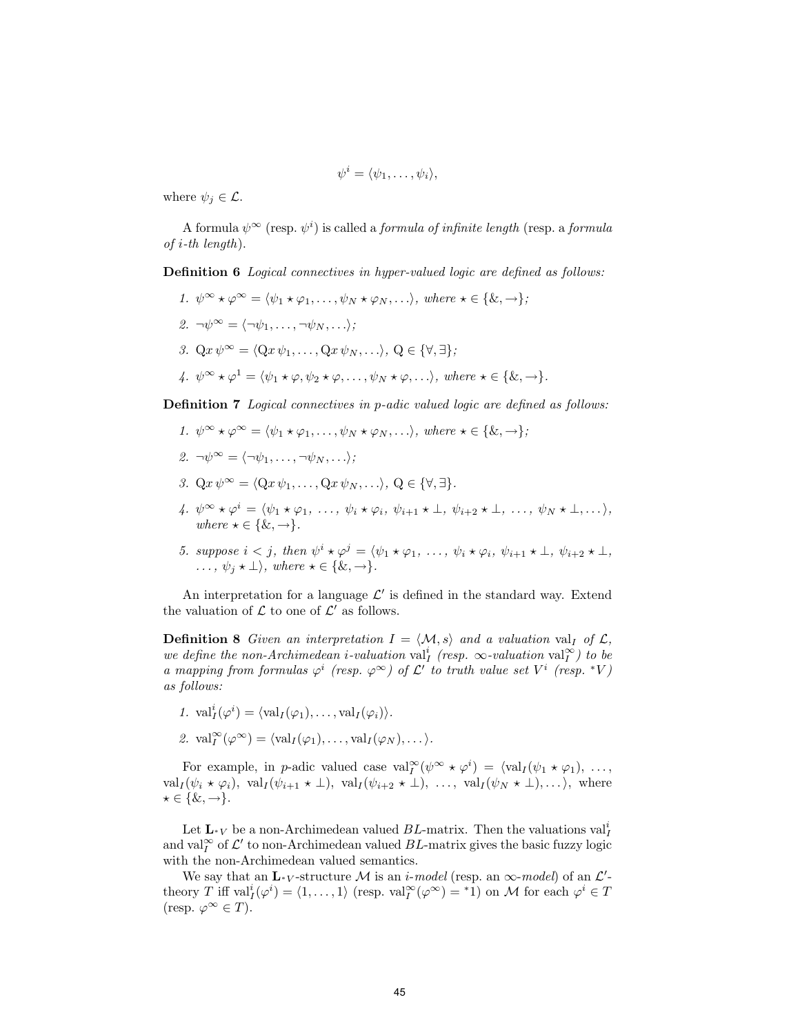$$\psi^i = \langle \psi_1, \ldots, \psi_i \rangle,$$

where $\psi_j \in \mathcal{L}$.

A formula $\psi^\infty$ (resp. $\psi^i$) is called a *formula of infinite length* (resp. a *formula of i-th length*).

**Definition 6** *Logical connectives in hyper-valued logic are defined as follows:*

1. $\psi^\infty \star \varphi^\infty = \langle \psi_1 \star \varphi_1, \ldots, \psi_N \star \varphi_N, \ldots \rangle$, *where* $\star \in \{\&, \rightarrow\}$*;*
2. $\neg \psi^\infty = \langle \neg \psi_1, \ldots, \neg \psi_N, \ldots \rangle$*;*
3. $\mathrm{Q}x\, \psi^\infty = \langle \mathrm{Q}x\, \psi_1, \ldots, \mathrm{Q}x\, \psi_N, \ldots \rangle$, $\mathrm{Q} \in \{\forall, \exists\}$*;*
4. $\psi^\infty \star \varphi^1 = \langle \psi_1 \star \varphi, \psi_2 \star \varphi, \ldots, \psi_N \star \varphi, \ldots \rangle$, *where* $\star \in \{\&, \rightarrow\}$.

**Definition 7** *Logical connectives in p-adic valued logic are defined as follows:*

1. $\psi^\infty \star \varphi^\infty = \langle \psi_1 \star \varphi_1, \ldots, \psi_N \star \varphi_N, \ldots \rangle$, *where* $\star \in \{\&, \rightarrow\}$*;*
2. $\neg \psi^\infty = \langle \neg \psi_1, \ldots, \neg \psi_N, \ldots \rangle$*;*
3. $\mathrm{Q}x\, \psi^\infty = \langle \mathrm{Q}x\, \psi_1, \ldots, \mathrm{Q}x\, \psi_N, \ldots \rangle$, $\mathrm{Q} \in \{\forall, \exists\}$.
4. $\psi^\infty \star \varphi^i = \langle \psi_1 \star \varphi_1,\ \ldots,\ \psi_i \star \varphi_i,\ \psi_{i+1} \star \bot,\ \psi_{i+2} \star \bot,\ \ldots,\ \psi_N \star \bot, \ldots \rangle$, *where* $\star \in \{\&, \rightarrow\}$.
5. *suppose* $i < j$*, then* $\psi^i \star \varphi^j = \langle \psi_1 \star \varphi_1,\ \ldots,\ \psi_i \star \varphi_i,\ \psi_{i+1} \star \bot,\ \psi_{i+2} \star \bot,\ \ldots,\ \psi_j \star \bot \rangle$, *where* $\star \in \{\&, \rightarrow\}$.

An interpretation for a language $\mathcal{L}'$ is defined in the standard way. Extend the valuation of $\mathcal{L}$ to one of $\mathcal{L}'$ as follows.

**Definition 8** *Given an interpretation* $I = \langle \mathcal{M}, s \rangle$ *and a valuation* $\mathrm{val}_I$ *of* $\mathcal{L}$*, we define the non-Archimedean i-valuation* $\mathrm{val}_I^i$ *(resp.* $\infty$*-valuation* $\mathrm{val}_I^\infty$*) to be a mapping from formulas* $\varphi^i$ *(resp.* $\varphi^\infty$*) of* $\mathcal{L}'$ *to truth value set* $V^i$ *(resp.* ${}^*V$*) as follows:*

1. $\mathrm{val}_I^i(\varphi^i) = \langle \mathrm{val}_I(\varphi_1), \ldots, \mathrm{val}_I(\varphi_i) \rangle$.
2. $\mathrm{val}_I^\infty(\varphi^\infty) = \langle \mathrm{val}_I(\varphi_1), \ldots, \mathrm{val}_I(\varphi_N), \ldots \rangle$.

For example, in $p$-adic valued case $\mathrm{val}_I^\infty(\psi^\infty \star \varphi^i) = \langle \mathrm{val}_I(\psi_1 \star \varphi_1),\ \ldots,\ \mathrm{val}_I(\psi_i \star \varphi_i),\ \mathrm{val}_I(\psi_{i+1} \star \bot),\ \mathrm{val}_I(\psi_{i+2} \star \bot),\ \ldots,\ \mathrm{val}_I(\psi_N \star \bot), \ldots \rangle$, where $\star \in \{\&, \rightarrow\}$.

Let $\mathbf{L}_{{}^*V}$ be a non-Archimedean valued $BL$-matrix. Then the valuations $\mathrm{val}_I^i$ and $\mathrm{val}_I^\infty$ of $\mathcal{L}'$ to non-Archimedean valued $BL$-matrix gives the basic fuzzy logic with the non-Archimedean valued semantics.

We say that an $\mathbf{L}_{{}^*V}$-structure $\mathcal{M}$ is an *i-model* (resp. an $\infty$*-model*) of an $\mathcal{L}'$-theory $T$ iff $\mathrm{val}_I^i(\varphi^i) = \langle 1, \ldots, 1 \rangle$ (resp. $\mathrm{val}_I^\infty(\varphi^\infty) = {}^*1$) on $\mathcal{M}$ for each $\varphi^i \in T$ (resp. $\varphi^\infty \in T$).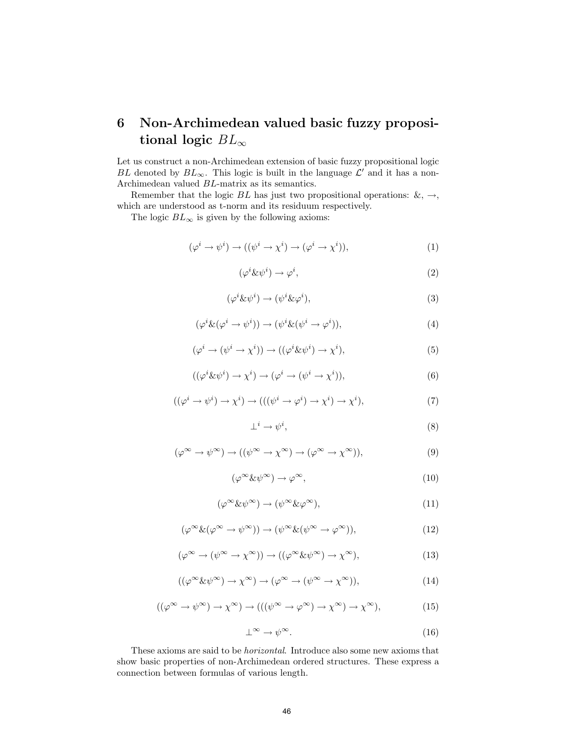## 6 Non-Archimedean valued basic fuzzy propositional logic $BL_\infty$

Let us construct a non-Archimedean extension of basic fuzzy propositional logic $BL$ denoted by $BL_\infty$. This logic is built in the language $\mathcal{L}'$ and it has a non-Archimedean valued $BL$-matrix as its semantics.

Remember that the logic $BL$ has just two propositional operations: &, $\rightarrow$, which are understood as t-norm and its residuum respectively.

The logic $BL_\infty$ is given by the following axioms:

$$(\varphi^i \rightarrow \psi^i) \rightarrow ((\psi^i \rightarrow \chi^i) \rightarrow (\varphi^i \rightarrow \chi^i)), \tag{1}$$

$$(\varphi^i \& \psi^i) \rightarrow \varphi^i, \tag{2}$$

$$(\varphi^i \& \psi^i) \rightarrow (\psi^i \& \varphi^i), \tag{3}$$

$$(\varphi^i \& (\varphi^i \rightarrow \psi^i)) \rightarrow (\psi^i \& (\psi^i \rightarrow \varphi^i)), \tag{4}$$

$$(\varphi^i \rightarrow (\psi^i \rightarrow \chi^i)) \rightarrow ((\varphi^i \& \psi^i) \rightarrow \chi^i), \tag{5}$$

$$((\varphi^i \& \psi^i) \rightarrow \chi^i) \rightarrow (\varphi^i \rightarrow (\psi^i \rightarrow \chi^i)), \tag{6}$$

$$((\varphi^i \rightarrow \psi^i) \rightarrow \chi^i) \rightarrow (((\psi^i \rightarrow \varphi^i) \rightarrow \chi^i) \rightarrow \chi^i), \tag{7}$$

$$\bot^i \rightarrow \psi^i, \tag{8}$$

$$(\varphi^\infty \rightarrow \psi^\infty) \rightarrow ((\psi^\infty \rightarrow \chi^\infty) \rightarrow (\varphi^\infty \rightarrow \chi^\infty)), \tag{9}$$

$$(\varphi^\infty \& \psi^\infty) \rightarrow \varphi^\infty, \tag{10}$$

$$(\varphi^\infty \& \psi^\infty) \rightarrow (\psi^\infty \& \varphi^\infty), \tag{11}$$

$$(\varphi^\infty \& (\varphi^\infty \rightarrow \psi^\infty)) \rightarrow (\psi^\infty \& (\psi^\infty \rightarrow \varphi^\infty)), \tag{12}$$

$$(\varphi^\infty \rightarrow (\psi^\infty \rightarrow \chi^\infty)) \rightarrow ((\varphi^\infty \& \psi^\infty) \rightarrow \chi^\infty), \tag{13}$$

$$((\varphi^\infty \& \psi^\infty) \rightarrow \chi^\infty) \rightarrow (\varphi^\infty \rightarrow (\psi^\infty \rightarrow \chi^\infty)), \tag{14}$$

$$((\varphi^\infty \rightarrow \psi^\infty) \rightarrow \chi^\infty) \rightarrow (((\psi^\infty \rightarrow \varphi^\infty) \rightarrow \chi^\infty) \rightarrow \chi^\infty), \tag{15}$$

$$\bot^\infty \rightarrow \psi^\infty. \tag{16}$$

These axioms are said to be *horizontal*. Introduce also some new axioms that show basic properties of non-Archimedean ordered structures. These express a connection between formulas of various length.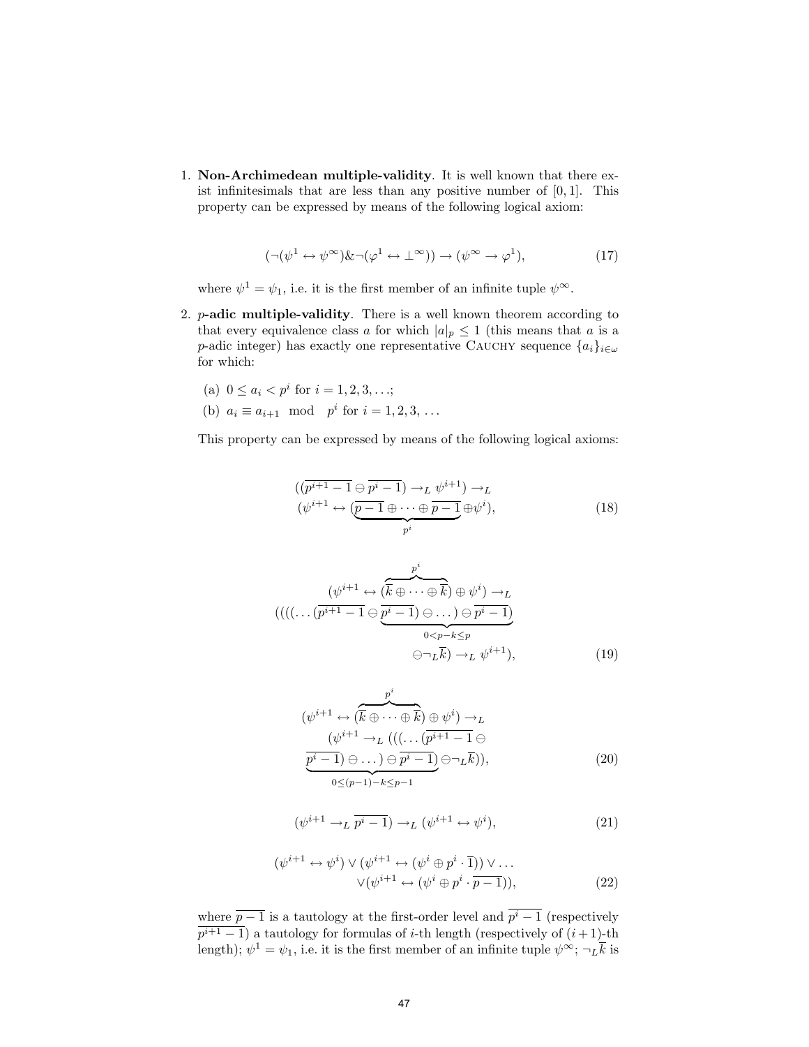1. **Non-Archimedean multiple-validity**. It is well known that there exist infinitesimals that are less than any positive number of $[0, 1]$. This property can be expressed by means of the following logical axiom:

$$(\neg(\psi^1 \leftrightarrow \psi^\infty) \& \neg(\varphi^1 \leftrightarrow \bot^\infty)) \rightarrow (\psi^\infty \rightarrow \varphi^1), \tag{17}$$

where $\psi^1 = \psi_1$, i.e. it is the first member of an infinite tuple $\psi^\infty$.

2. $p$**-adic multiple-validity**. There is a well known theorem according to that every equivalence class $a$ for which $|a|_p \leq 1$ (this means that $a$ is a $p$-adic integer) has exactly one representative Cauchy sequence $\{a_i\}_{i \in \omega}$ for which:

   (a) $0 \leq a_i < p^i$ for $i = 1, 2, 3, \ldots$;

   (b) $a_i \equiv a_{i+1} \mod p^i$ for $i = 1, 2, 3, \ldots$

   This property can be expressed by means of the following logical axioms:

$$((\overline{p^{i+1} - 1} \ominus \overline{p^i - 1}) \rightarrow_L \psi^{i+1}) \rightarrow_L (\psi^{i+1} \leftrightarrow (\underbrace{\overline{p-1} \oplus \cdots \oplus \overline{p-1}}_{p^i} \oplus \psi^i), \tag{18}$$

$$(\psi^{i+1} \leftrightarrow (\overbrace{\overline{k} \oplus \cdots \oplus \overline{k}}^{p^i}) \oplus \psi^i) \rightarrow_L ((((\ldots(\overline{p^{i+1} - 1} \ominus \underbrace{\overline{p^i - 1}) \ominus \ldots) \ominus \overline{p^i - 1})}_{0 < p-k \leq p} \ominus \neg_L \overline{k}) \rightarrow_L \psi^{i+1}), \tag{19}$$

$$(\psi^{i+1} \leftrightarrow (\overbrace{\overline{k} \oplus \cdots \oplus \overline{k}}^{p^i}) \oplus \psi^i) \rightarrow_L (\psi^{i+1} \rightarrow_L (((\ldots(\overline{p^{i+1} - 1} \ominus \underbrace{\overline{p^i - 1}) \ominus \ldots) \ominus \overline{p^i - 1})}_{0 \leq (p-1)-k \leq p-1} \ominus \neg_L \overline{k})), \tag{20}$$

$$(\psi^{i+1} \rightarrow_L \overline{p^i - 1}) \rightarrow_L (\psi^{i+1} \leftrightarrow \psi^i), \tag{21}$$

$$(\psi^{i+1} \leftrightarrow \psi^i) \vee (\psi^{i+1} \leftrightarrow (\psi^i \oplus p^i \cdot \overline{1})) \vee \ldots \vee (\psi^{i+1} \leftrightarrow (\psi^i \oplus p^i \cdot \overline{p-1})), \tag{22}$$

where $\overline{p-1}$ is a tautology at the first-order level and $\overline{p^i - 1}$ (respectively $\overline{p^{i+1} - 1}$) a tautology for formulas of $i$-th length (respectively of $(i+1)$-th length); $\psi^1 = \psi_1$, i.e. it is the first member of an infinite tuple $\psi^\infty$; $\neg_L \overline{k}$ is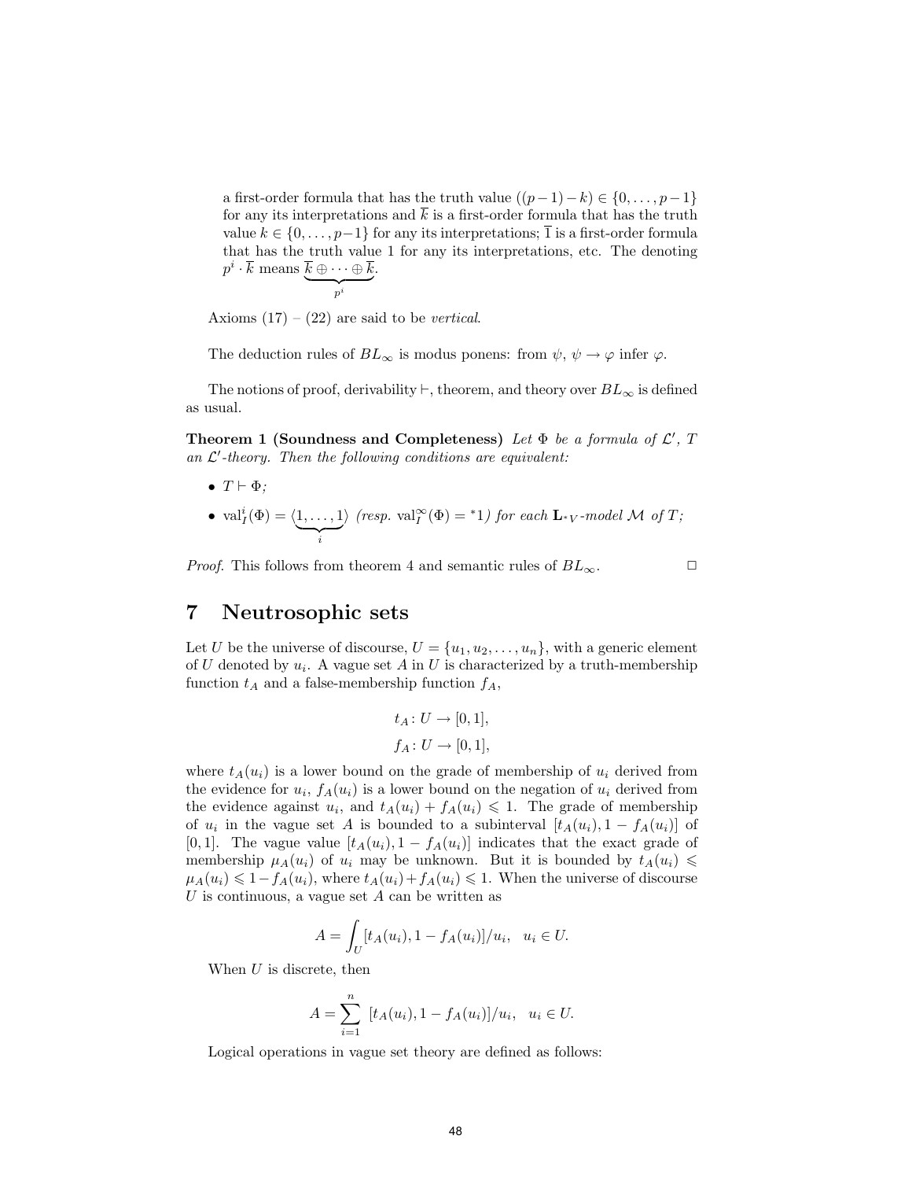a first-order formula that has the truth value $((p-1)-k) \in \{0, \ldots, p-1\}$ for any its interpretations and $\overline{k}$ is a first-order formula that has the truth value $k \in \{0, \ldots, p-1\}$ for any its interpretations; $\overline{1}$ is a first-order formula that has the truth value 1 for any its interpretations, etc. The denoting $p^i \cdot \overline{k}$ means $\underbrace{\overline{k} \oplus \cdots \oplus \overline{k}}_{p^i}$.

Axioms (17) – (22) are said to be *vertical*.

The deduction rules of $BL_\infty$ is modus ponens: from $\psi$, $\psi \to \varphi$ infer $\varphi$.

The notions of proof, derivability $\vdash$, theorem, and theory over $BL_\infty$ is defined as usual.

**Theorem 1 (Soundness and Completeness)** *Let $\Phi$ be a formula of $\mathcal{L}'$, $T$ an $\mathcal{L}'$-theory. Then the following conditions are equivalent:*

- $T \vdash \Phi$*;*
- $\mathrm{val}^i_I(\Phi) = \langle \underbrace{1, \ldots, 1}_{i} \rangle$ *(resp. $\mathrm{val}^\infty_I(\Phi) = {}^*1$) for each $\mathbf{L}_{{}^*V}$-model $\mathcal{M}$ of $T$;*

*Proof.* This follows from theorem 4 and semantic rules of $BL_\infty$. □

## 7 Neutrosophic sets

Let $U$ be the universe of discourse, $U = \{u_1, u_2, \ldots, u_n\}$, with a generic element of $U$ denoted by $u_i$. A vague set $A$ in $U$ is characterized by a truth-membership function $t_A$ and a false-membership function $f_A$,

$$t_A \colon U \to [0, 1],$$

$$f_A \colon U \to [0, 1],$$

where $t_A(u_i)$ is a lower bound on the grade of membership of $u_i$ derived from the evidence for $u_i$, $f_A(u_i)$ is a lower bound on the negation of $u_i$ derived from the evidence against $u_i$, and $t_A(u_i) + f_A(u_i) \leqslant 1$. The grade of membership of $u_i$ in the vague set $A$ is bounded to a subinterval $[t_A(u_i), 1 - f_A(u_i)]$ of $[0, 1]$. The vague value $[t_A(u_i), 1 - f_A(u_i)]$ indicates that the exact grade of membership $\mu_A(u_i)$ of $u_i$ may be unknown. But it is bounded by $t_A(u_i) \leqslant \mu_A(u_i) \leqslant 1 - f_A(u_i)$, where $t_A(u_i) + f_A(u_i) \leqslant 1$. When the universe of discourse $U$ is continuous, a vague set $A$ can be written as

$$A = \int_U [t_A(u_i), 1 - f_A(u_i)]/u_i, \quad u_i \in U.$$

When $U$ is discrete, then

$$A = \sum_{i=1}^{n} \; [t_A(u_i), 1 - f_A(u_i)]/u_i, \quad u_i \in U.$$

Logical operations in vague set theory are defined as follows: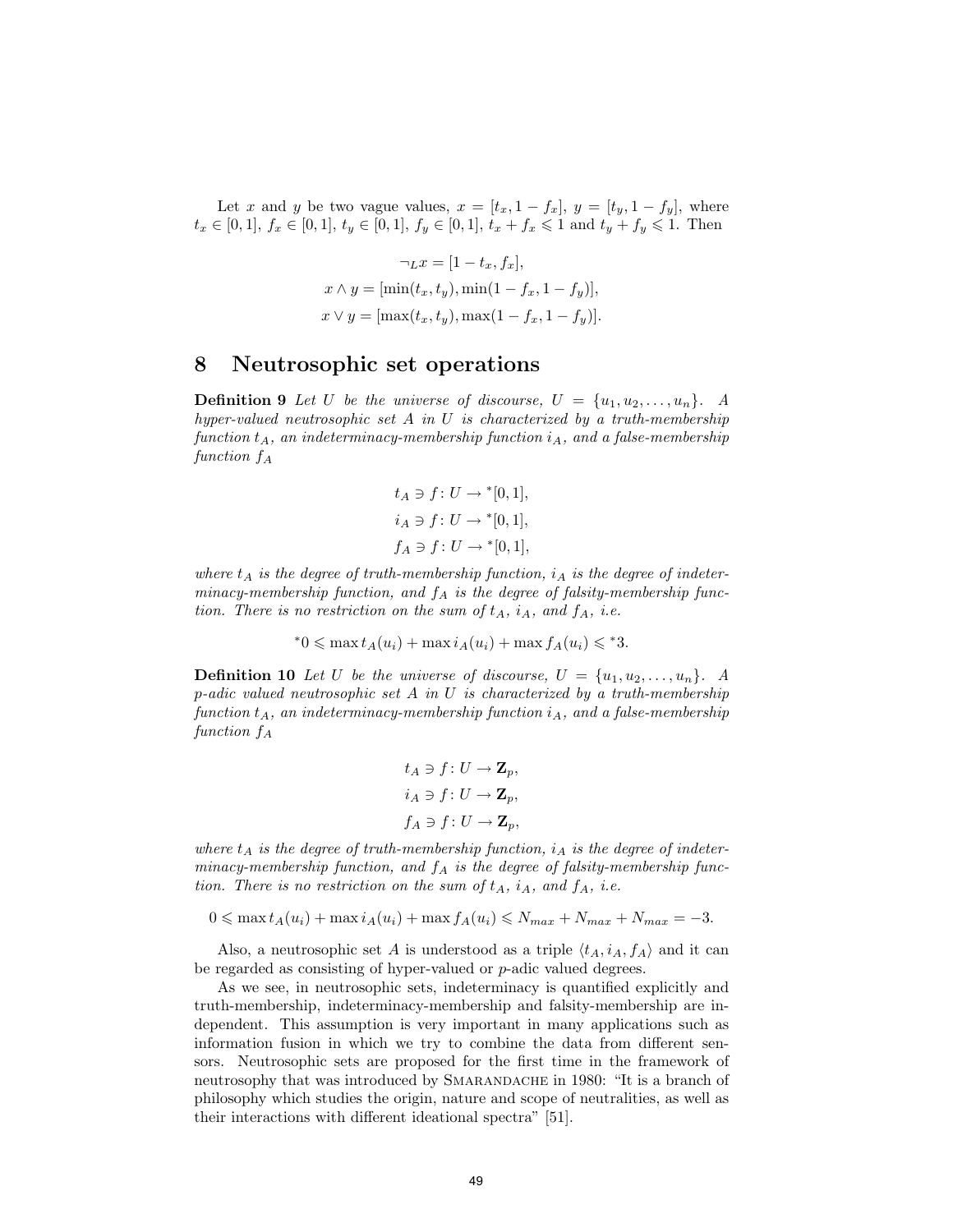Let $x$ and $y$ be two vague values, $x = [t_x, 1 - f_x]$, $y = [t_y, 1 - f_y]$, where $t_x \in [0, 1]$, $f_x \in [0, 1]$, $t_y \in [0, 1]$, $f_y \in [0, 1]$, $t_x + f_x \leqslant 1$ and $t_y + f_y \leqslant 1$. Then

$$\neg_L x = [1 - t_x, f_x],$$

$$x \wedge y = [\min(t_x, t_y), \min(1 - f_x, 1 - f_y)],$$

$$x \vee y = [\max(t_x, t_y), \max(1 - f_x, 1 - f_y)].$$

# 8 Neutrosophic set operations

**Definition 9** *Let $U$ be the universe of discourse, $U = \{u_1, u_2, \ldots, u_n\}$. A hyper-valued neutrosophic set $A$ in $U$ is characterized by a truth-membership function $t_A$, an indeterminacy-membership function $i_A$, and a false-membership function $f_A$*

$$t_A \ni f \colon U \to {}^*[0, 1],$$

$$i_A \ni f \colon U \to {}^*[0, 1],$$

$$f_A \ni f \colon U \to {}^*[0, 1],$$

*where $t_A$ is the degree of truth-membership function, $i_A$ is the degree of indeterminacy-membership function, and $f_A$ is the degree of falsity-membership function. There is no restriction on the sum of $t_A$, $i_A$, and $f_A$, i.e.*

$${}^*0 \leqslant \max t_A(u_i) + \max i_A(u_i) + \max f_A(u_i) \leqslant {}^*3.$$

**Definition 10** *Let $U$ be the universe of discourse, $U = \{u_1, u_2, \ldots, u_n\}$. A $p$-adic valued neutrosophic set $A$ in $U$ is characterized by a truth-membership function $t_A$, an indeterminacy-membership function $i_A$, and a false-membership function $f_A$*

$$t_A \ni f \colon U \to \mathbf{Z}_p,$$

$$i_A \ni f \colon U \to \mathbf{Z}_p,$$

$$f_A \ni f \colon U \to \mathbf{Z}_p,$$

*where $t_A$ is the degree of truth-membership function, $i_A$ is the degree of indeterminacy-membership function, and $f_A$ is the degree of falsity-membership function. There is no restriction on the sum of $t_A$, $i_A$, and $f_A$, i.e.*

$$0 \leqslant \max t_A(u_i) + \max i_A(u_i) + \max f_A(u_i) \leqslant N_{max} + N_{max} + N_{max} = -3.$$

Also, a neutrosophic set $A$ is understood as a triple $\langle t_A, i_A, f_A \rangle$ and it can be regarded as consisting of hyper-valued or $p$-adic valued degrees.

As we see, in neutrosophic sets, indeterminacy is quantified explicitly and truth-membership, indeterminacy-membership and falsity-membership are independent. This assumption is very important in many applications such as information fusion in which we try to combine the data from different sensors. Neutrosophic sets are proposed for the first time in the framework of neutrosophy that was introduced by SMARANDACHE in 1980: "It is a branch of philosophy which studies the origin, nature and scope of neutralities, as well as their interactions with different ideational spectra" [51].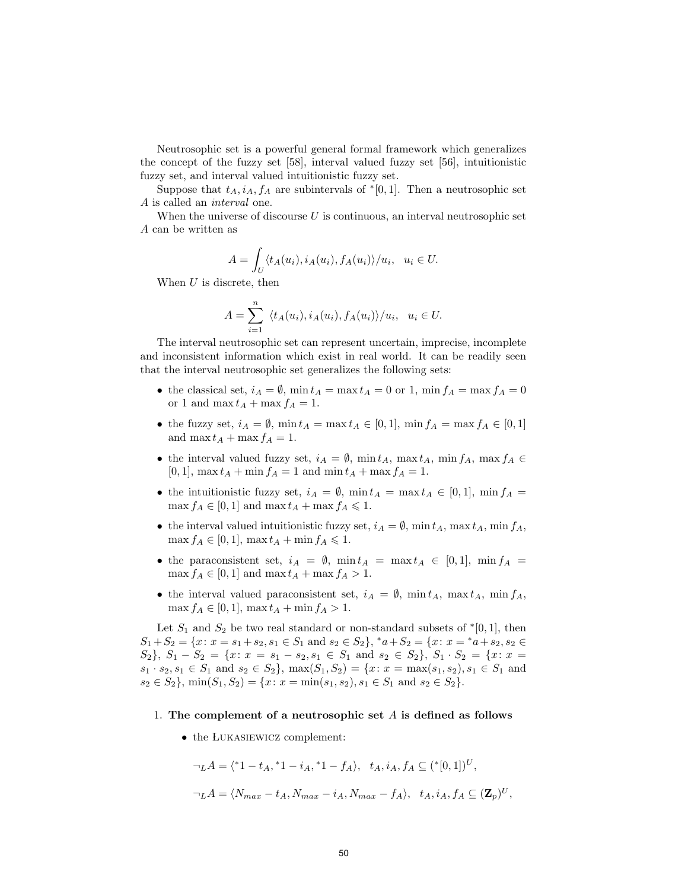Neutrosophic set is a powerful general formal framework which generalizes the concept of the fuzzy set [58], interval valued fuzzy set [56], intuitionistic fuzzy set, and interval valued intuitionistic fuzzy set.

Suppose that $t_A, i_A, f_A$ are subintervals of ${}^*[0,1]$. Then a neutrosophic set $A$ is called an *interval* one.

When the universe of discourse $U$ is continuous, an interval neutrosophic set $A$ can be written as

$$A = \int_U \langle t_A(u_i), i_A(u_i), f_A(u_i) \rangle / u_i, \quad u_i \in U.$$

When $U$ is discrete, then

$$A = \sum_{i=1}^{n} \langle t_A(u_i), i_A(u_i), f_A(u_i) \rangle / u_i, \quad u_i \in U.$$

The interval neutrosophic set can represent uncertain, imprecise, incomplete and inconsistent information which exist in real world. It can be readily seen that the interval neutrosophic set generalizes the following sets:

- the classical set, $i_A = \emptyset$, $\min t_A = \max t_A = 0$ or 1, $\min f_A = \max f_A = 0$ or 1 and $\max t_A + \max f_A = 1$.
- the fuzzy set, $i_A = \emptyset$, $\min t_A = \max t_A \in [0,1]$, $\min f_A = \max f_A \in [0,1]$ and $\max t_A + \max f_A = 1$.
- the interval valued fuzzy set, $i_A = \emptyset$, $\min t_A$, $\max t_A$, $\min f_A$, $\max f_A \in [0,1]$, $\max t_A + \min f_A = 1$ and $\min t_A + \max f_A = 1$.
- the intuitionistic fuzzy set, $i_A = \emptyset$, $\min t_A = \max t_A \in [0,1]$, $\min f_A = \max f_A \in [0,1]$ and $\max t_A + \max f_A \leqslant 1$.
- the interval valued intuitionistic fuzzy set, $i_A = \emptyset$, $\min t_A$, $\max t_A$, $\min f_A$, $\max f_A \in [0,1]$, $\max t_A + \min f_A \leqslant 1$.
- the paraconsistent set, $i_A = \emptyset$, $\min t_A = \max t_A \in [0,1]$, $\min f_A = \max f_A \in [0,1]$ and $\max t_A + \max f_A > 1$.
- the interval valued paraconsistent set, $i_A = \emptyset$, $\min t_A$, $\max t_A$, $\min f_A$, $\max f_A \in [0,1]$, $\max t_A + \min f_A > 1$.

Let $S_1$ and $S_2$ be two real standard or non-standard subsets of ${}^*[0,1]$, then $S_1 + S_2 = \{x \colon x = s_1 + s_2, s_1 \in S_1 \text{ and } s_2 \in S_2\}$, ${}^*a + S_2 = \{x \colon x = {}^*a + s_2, s_2 \in S_2\}$, $S_1 - S_2 = \{x \colon x = s_1 - s_2, s_1 \in S_1 \text{ and } s_2 \in S_2\}$, $S_1 \cdot S_2 = \{x \colon x = s_1 \cdot s_2, s_1 \in S_1 \text{ and } s_2 \in S_2\}$, $\max(S_1, S_2) = \{x \colon x = \max(s_1, s_2), s_1 \in S_1 \text{ and } s_2 \in S_2\}$, $\min(S_1, S_2) = \{x \colon x = \min(s_1, s_2), s_1 \in S_1 \text{ and } s_2 \in S_2\}$.

1. **The complement of a neutrosophic set $A$ is defined as follows**

   - the Łukasiewicz complement:

     $$\neg_L A = \langle {}^*1 - t_A, {}^*1 - i_A, {}^*1 - f_A \rangle, \quad t_A, i_A, f_A \subseteq ({}^*[0,1])^U,$$

     $$\neg_L A = \langle N_{max} - t_A, N_{max} - i_A, N_{max} - f_A \rangle, \quad t_A, i_A, f_A \subseteq (\mathbf{Z}_p)^U,$$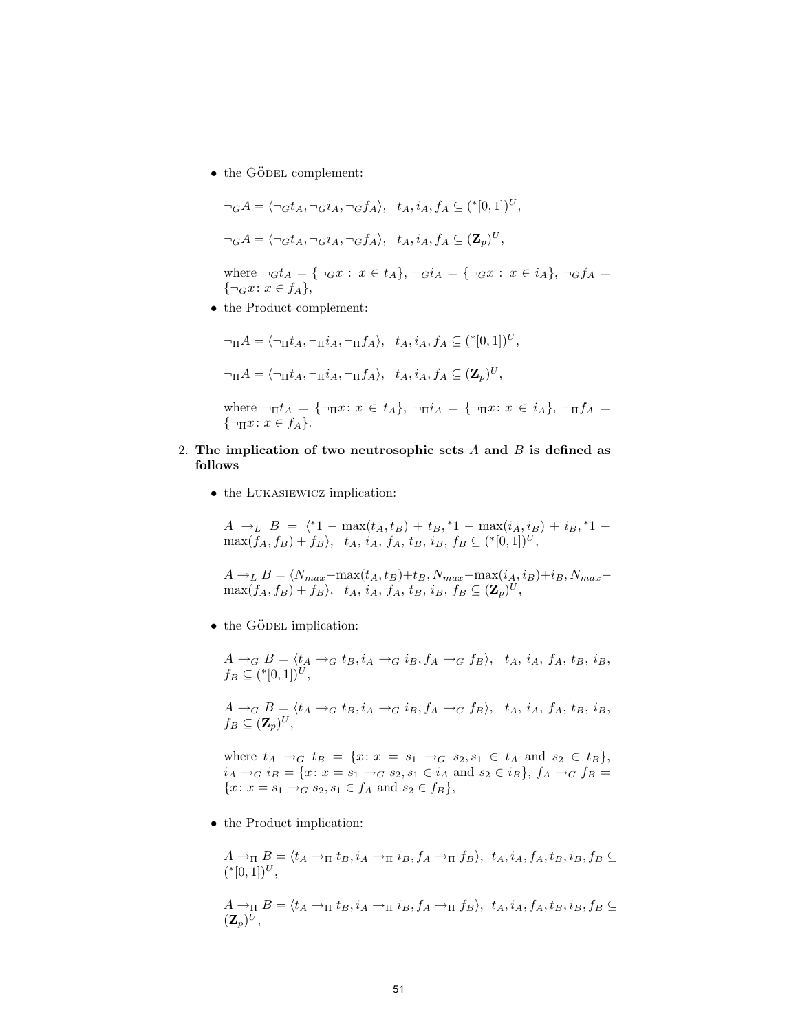- the GÖDEL complement:

  $\neg_G A = \langle \neg_G t_A, \neg_G i_A, \neg_G f_A \rangle, \ \ t_A, i_A, f_A \subseteq ({}^*[0,1])^U,$

  $\neg_G A = \langle \neg_G t_A, \neg_G i_A, \neg_G f_A \rangle, \ \ t_A, i_A, f_A \subseteq (\mathbf{Z}_p)^U,$

  where $\neg_G t_A = \{\neg_G x : x \in t_A\}$, $\neg_G i_A = \{\neg_G x : x \in i_A\}$, $\neg_G f_A = \{\neg_G x \colon x \in f_A\}$,

- the Product complement:

  $\neg_\Pi A = \langle \neg_\Pi t_A, \neg_\Pi i_A, \neg_\Pi f_A \rangle, \ \ t_A, i_A, f_A \subseteq ({}^*[0,1])^U,$

  $\neg_\Pi A = \langle \neg_\Pi t_A, \neg_\Pi i_A, \neg_\Pi f_A \rangle, \ \ t_A, i_A, f_A \subseteq (\mathbf{Z}_p)^U,$

  where $\neg_\Pi t_A = \{\neg_\Pi x \colon x \in t_A\}$, $\neg_\Pi i_A = \{\neg_\Pi x \colon x \in i_A\}$, $\neg_\Pi f_A = \{\neg_\Pi x \colon x \in f_A\}$.

2. **The implication of two neutrosophic sets $A$ and $B$ is defined as follows**

   - the LUKASIEWICZ implication:

     $A \rightarrow_L B = \langle {}^*1 - \max(t_A, t_B) + t_B, {}^*1 - \max(i_A, i_B) + i_B, {}^*1 - \max(f_A, f_B) + f_B \rangle, \ \ t_A,\, i_A,\, f_A,\, t_B,\, i_B,\, f_B \subseteq ({}^*[0,1])^U,$

     $A \rightarrow_L B = \langle N_{max} - \max(t_A, t_B) + t_B, N_{max} - \max(i_A, i_B) + i_B, N_{max} - \max(f_A, f_B) + f_B \rangle, \ \ t_A,\, i_A,\, f_A,\, t_B,\, i_B,\, f_B \subseteq (\mathbf{Z}_p)^U,$

   - the GÖDEL implication:

     $A \rightarrow_G B = \langle t_A \rightarrow_G t_B, i_A \rightarrow_G i_B, f_A \rightarrow_G f_B \rangle, \ \ t_A,\, i_A,\, f_A,\, t_B,\, i_B,\, f_B \subseteq ({}^*[0,1])^U,$

     $A \rightarrow_G B = \langle t_A \rightarrow_G t_B, i_A \rightarrow_G i_B, f_A \rightarrow_G f_B \rangle, \ \ t_A,\, i_A,\, f_A,\, t_B,\, i_B,\, f_B \subseteq (\mathbf{Z}_p)^U,$

     where $t_A \rightarrow_G t_B = \{x \colon x = s_1 \rightarrow_G s_2, s_1 \in t_A \text{ and } s_2 \in t_B\}$, $i_A \rightarrow_G i_B = \{x \colon x = s_1 \rightarrow_G s_2, s_1 \in i_A \text{ and } s_2 \in i_B\}$, $f_A \rightarrow_G f_B = \{x \colon x = s_1 \rightarrow_G s_2, s_1 \in f_A \text{ and } s_2 \in f_B\}$,

   - the Product implication:

     $A \rightarrow_\Pi B = \langle t_A \rightarrow_\Pi t_B, i_A \rightarrow_\Pi i_B, f_A \rightarrow_\Pi f_B \rangle, \ t_A, i_A, f_A, t_B, i_B, f_B \subseteq ({}^*[0,1])^U,$

     $A \rightarrow_\Pi B = \langle t_A \rightarrow_\Pi t_B, i_A \rightarrow_\Pi i_B, f_A \rightarrow_\Pi f_B \rangle, \ t_A, i_A, f_A, t_B, i_B, f_B \subseteq (\mathbf{Z}_p)^U,$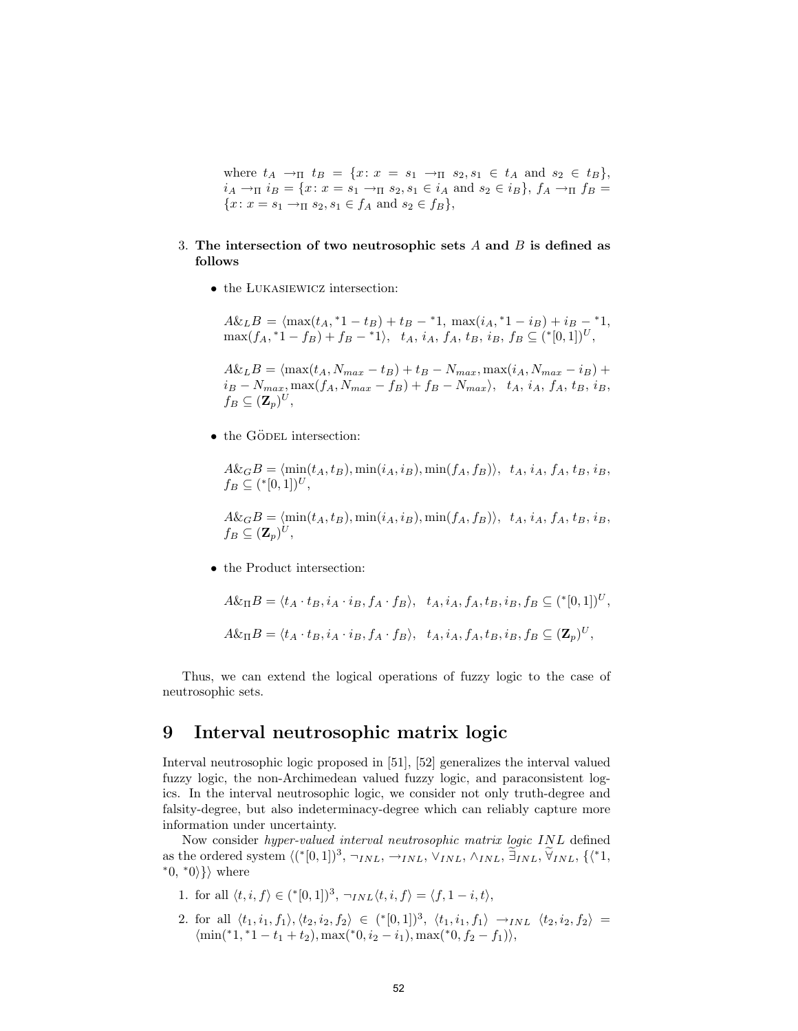where $t_A \to_\Pi t_B = \{x : x = s_1 \to_\Pi s_2, s_1 \in t_A$ and $s_2 \in t_B\}$, $i_A \to_\Pi i_B = \{x : x = s_1 \to_\Pi s_2, s_1 \in i_A$ and $s_2 \in i_B\}$, $f_A \to_\Pi f_B = \{x : x = s_1 \to_\Pi s_2, s_1 \in f_A$ and $s_2 \in f_B\}$,

3. **The intersection of two neutrosophic sets $A$ and $B$ is defined as follows**

   - the Łukasiewicz intersection:

     $A \&_L B = \langle \max(t_A, {}^*1 - t_B) + t_B - {}^*1, \max(i_A, {}^*1 - i_B) + i_B - {}^*1, \max(f_A, {}^*1 - f_B) + f_B - {}^*1 \rangle$, $t_A, i_A, f_A, t_B, i_B, f_B \subseteq ({}^*[0,1])^U$,

     $A \&_L B = \langle \max(t_A, N_{max} - t_B) + t_B - N_{max}, \max(i_A, N_{max} - i_B) + i_B - N_{max}, \max(f_A, N_{max} - f_B) + f_B - N_{max} \rangle$, $t_A, i_A, f_A, t_B, i_B, f_B \subseteq (\mathbf{Z}_p)^U$,

   - the Gödel intersection:

     $A \&_G B = \langle \min(t_A, t_B), \min(i_A, i_B), \min(f_A, f_B) \rangle$, $t_A, i_A, f_A, t_B, i_B, f_B \subseteq ({}^*[0,1])^U$,

     $A \&_G B = \langle \min(t_A, t_B), \min(i_A, i_B), \min(f_A, f_B) \rangle$, $t_A, i_A, f_A, t_B, i_B, f_B \subseteq (\mathbf{Z}_p)^U$,

   - the Product intersection:

     $A \&_\Pi B = \langle t_A \cdot t_B, i_A \cdot i_B, f_A \cdot f_B \rangle$, $t_A, i_A, f_A, t_B, i_B, f_B \subseteq ({}^*[0,1])^U$,

     $A \&_\Pi B = \langle t_A \cdot t_B, i_A \cdot i_B, f_A \cdot f_B \rangle$, $t_A, i_A, f_A, t_B, i_B, f_B \subseteq (\mathbf{Z}_p)^U$,

Thus, we can extend the logical operations of fuzzy logic to the case of neutrosophic sets.

# 9 Interval neutrosophic matrix logic

Interval neutrosophic logic proposed in [51], [52] generalizes the interval valued fuzzy logic, the non-Archimedean valued fuzzy logic, and paraconsistent logics. In the interval neutrosophic logic, we consider not only truth-degree and falsity-degree, but also indeterminacy-degree which can reliably capture more information under uncertainty.

Now consider *hyper-valued interval neutrosophic matrix logic* $INL$ defined as the ordered system $\langle ({}^*[0,1])^3, \neg_{INL}, \to_{INL}, \vee_{INL}, \wedge_{INL}, \widetilde{\exists}_{INL}, \widetilde{\forall}_{INL}, \{\langle {}^*1, {}^*0, {}^*0 \rangle\} \rangle$ where

1. for all $\langle t, i, f \rangle \in ({}^*[0,1])^3$, $\neg_{INL} \langle t, i, f \rangle = \langle f, 1 - i, t \rangle$,
2. for all $\langle t_1, i_1, f_1 \rangle, \langle t_2, i_2, f_2 \rangle \in ({}^*[0,1])^3$, $\langle t_1, i_1, f_1 \rangle \to_{INL} \langle t_2, i_2, f_2 \rangle = \langle \min({}^*1, {}^*1 - t_1 + t_2), \max({}^*0, i_2 - i_1), \max({}^*0, f_2 - f_1) \rangle$,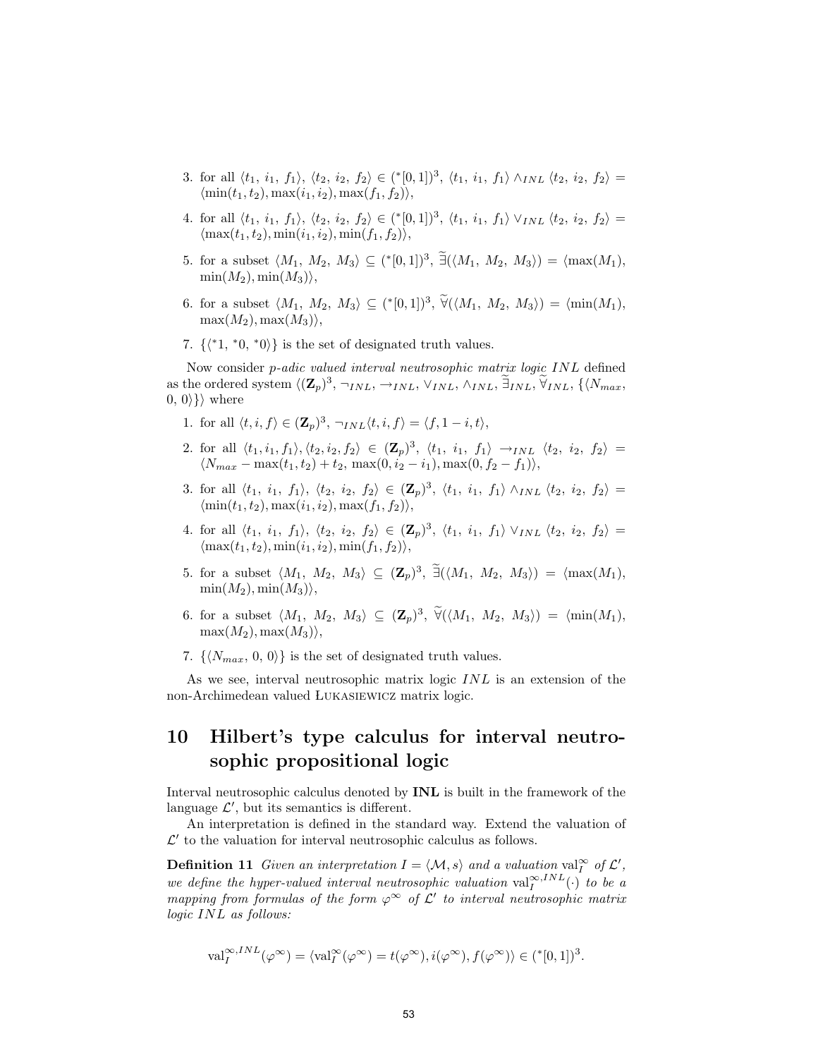3. for all $\langle t_1,\ i_1,\ f_1\rangle,\ \langle t_2,\ i_2,\ f_2\rangle \in ({}^*[0,1])^3$, $\langle t_1,\ i_1,\ f_1\rangle \wedge_{INL} \langle t_2,\ i_2,\ f_2\rangle = \langle \min(t_1,t_2), \max(i_1,i_2), \max(f_1,f_2)\rangle$,
4. for all $\langle t_1,\ i_1,\ f_1\rangle,\ \langle t_2,\ i_2,\ f_2\rangle \in ({}^*[0,1])^3$, $\langle t_1,\ i_1,\ f_1\rangle \vee_{INL} \langle t_2,\ i_2,\ f_2\rangle = \langle \max(t_1,t_2), \min(i_1,i_2), \min(f_1,f_2)\rangle$,
5. for a subset $\langle M_1,\ M_2,\ M_3\rangle \subseteq ({}^*[0,1])^3$, $\widetilde{\exists}(\langle M_1,\ M_2,\ M_3\rangle) = \langle \max(M_1), \min(M_2), \min(M_3)\rangle$,
6. for a subset $\langle M_1,\ M_2,\ M_3\rangle \subseteq ({}^*[0,1])^3$, $\widetilde{\forall}(\langle M_1,\ M_2,\ M_3\rangle) = \langle \min(M_1), \max(M_2), \max(M_3)\rangle$,
7. $\{\langle {}^*1,\ {}^*0,\ {}^*0\rangle\}$ is the set of designated truth values.

Now consider *p-adic valued interval neutrosophic matrix logic* $INL$ defined as the ordered system $\langle (\mathbf{Z}_p)^3, \neg_{INL}, \rightarrow_{INL}, \vee_{INL}, \wedge_{INL}, \widetilde{\exists}_{INL}, \widetilde{\forall}_{INL}, \{\langle N_{max},\ 0,\ 0\rangle\}\rangle$ where

1. for all $\langle t,i,f\rangle \in (\mathbf{Z}_p)^3$, $\neg_{INL}\langle t,i,f\rangle = \langle f, 1-i, t\rangle$,
2. for all $\langle t_1,i_1,f_1\rangle, \langle t_2,i_2,f_2\rangle \in (\mathbf{Z}_p)^3$, $\langle t_1,\ i_1,\ f_1\rangle \rightarrow_{INL} \langle t_2,\ i_2,\ f_2\rangle = \langle N_{max} - \max(t_1,t_2) + t_2,\ \max(0, i_2 - i_1), \max(0, f_2 - f_1)\rangle$,
3. for all $\langle t_1,\ i_1,\ f_1\rangle,\ \langle t_2,\ i_2,\ f_2\rangle \in (\mathbf{Z}_p)^3$, $\langle t_1,\ i_1,\ f_1\rangle \wedge_{INL} \langle t_2,\ i_2,\ f_2\rangle = \langle \min(t_1,t_2), \max(i_1,i_2), \max(f_1,f_2)\rangle$,
4. for all $\langle t_1,\ i_1,\ f_1\rangle,\ \langle t_2,\ i_2,\ f_2\rangle \in (\mathbf{Z}_p)^3$, $\langle t_1,\ i_1,\ f_1\rangle \vee_{INL} \langle t_2,\ i_2,\ f_2\rangle = \langle \max(t_1,t_2), \min(i_1,i_2), \min(f_1,f_2)\rangle$,
5. for a subset $\langle M_1,\ M_2,\ M_3\rangle \subseteq (\mathbf{Z}_p)^3$, $\widetilde{\exists}(\langle M_1,\ M_2,\ M_3\rangle) = \langle \max(M_1), \min(M_2), \min(M_3)\rangle$,
6. for a subset $\langle M_1,\ M_2,\ M_3\rangle \subseteq (\mathbf{Z}_p)^3$, $\widetilde{\forall}(\langle M_1,\ M_2,\ M_3\rangle) = \langle \min(M_1), \max(M_2), \max(M_3)\rangle$,
7. $\{\langle N_{max},\ 0,\ 0\rangle\}$ is the set of designated truth values.

As we see, interval neutrosophic matrix logic $INL$ is an extension of the non-Archimedean valued Łukasiewicz matrix logic.

## 10 Hilbert's type calculus for interval neutrosophic propositional logic

Interval neutrosophic calculus denoted by **INL** is built in the framework of the language $\mathcal{L}'$, but its semantics is different.

An interpretation is defined in the standard way. Extend the valuation of $\mathcal{L}'$ to the valuation for interval neutrosophic calculus as follows.

**Definition 11** *Given an interpretation $I = \langle \mathcal{M}, s\rangle$ and a valuation $\mathrm{val}_I^\infty$ of $\mathcal{L}'$, we define the hyper-valued interval neutrosophic valuation $\mathrm{val}_I^{\infty,INL}(\cdot)$ to be a mapping from formulas of the form $\varphi^\infty$ of $\mathcal{L}'$ to interval neutrosophic matrix logic $INL$ as follows:*

$$\mathrm{val}_I^{\infty,INL}(\varphi^\infty) = \langle \mathrm{val}_I^\infty(\varphi^\infty) = t(\varphi^\infty), i(\varphi^\infty), f(\varphi^\infty)\rangle \in ({}^*[0,1])^3.$$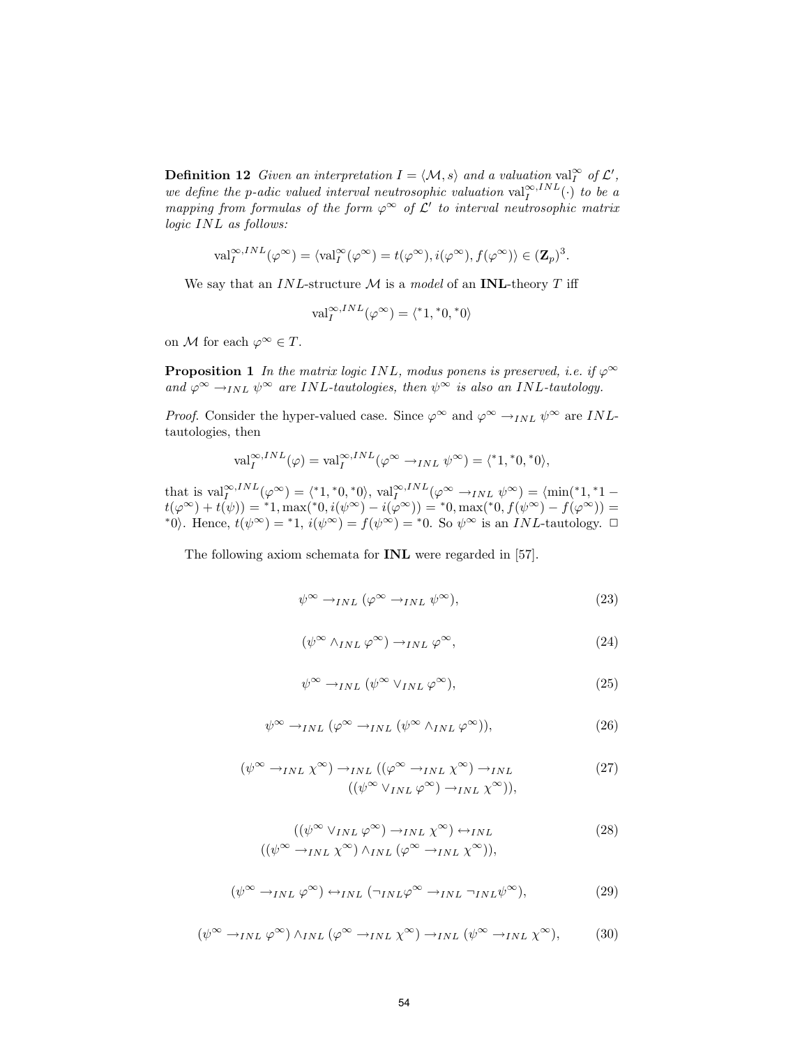**Definition 12** *Given an interpretation $I = \langle \mathcal{M}, s \rangle$ and a valuation $\mathrm{val}_I^\infty$ of $\mathcal{L}'$, we define the p-adic valued interval neutrosophic valuation $\mathrm{val}_I^{\infty,INL}(\cdot)$ to be a mapping from formulas of the form $\varphi^\infty$ of $\mathcal{L}'$ to interval neutrosophic matrix logic $INL$ as follows:*

$$\mathrm{val}_I^{\infty,INL}(\varphi^\infty) = \langle \mathrm{val}_I^\infty(\varphi^\infty) = t(\varphi^\infty), i(\varphi^\infty), f(\varphi^\infty) \rangle \in (\mathbf{Z}_p)^3.$$

We say that an $INL$-structure $\mathcal{M}$ is a *model* of an **INL**-theory $T$ iff

$$\mathrm{val}_I^{\infty,INL}(\varphi^\infty) = \langle {}^*1, {}^*0, {}^*0 \rangle$$

on $\mathcal{M}$ for each $\varphi^\infty \in T$.

**Proposition 1** *In the matrix logic $INL$, modus ponens is preserved, i.e. if $\varphi^\infty$ and $\varphi^\infty \to_{INL} \psi^\infty$ are $INL$-tautologies, then $\psi^\infty$ is also an $INL$-tautology.*

*Proof.* Consider the hyper-valued case. Since $\varphi^\infty$ and $\varphi^\infty \to_{INL} \psi^\infty$ are $INL$-tautologies, then

$$\mathrm{val}_I^{\infty,INL}(\varphi) = \mathrm{val}_I^{\infty,INL}(\varphi^\infty \to_{INL} \psi^\infty) = \langle {}^*1, {}^*0, {}^*0 \rangle,$$

that is $\mathrm{val}_I^{\infty,INL}(\varphi^\infty) = \langle {}^*1, {}^*0, {}^*0 \rangle$, $\mathrm{val}_I^{\infty,INL}(\varphi^\infty \to_{INL} \psi^\infty) = \langle \min({}^*1, {}^*1 - t(\varphi^\infty) + t(\psi)) = {}^*1, \max({}^*0, i(\psi^\infty) - i(\varphi^\infty)) = {}^*0, \max({}^*0, f(\psi^\infty) - f(\varphi^\infty)) = {}^*0 \rangle$. Hence, $t(\psi^\infty) = {}^*1$, $i(\psi^\infty) = f(\psi^\infty) = {}^*0$. So $\psi^\infty$ is an $INL$-tautology. $\Box$

The following axiom schemata for **INL** were regarded in [57].

$$\psi^\infty \to_{INL} (\varphi^\infty \to_{INL} \psi^\infty), \tag{23}$$

$$(\psi^\infty \wedge_{INL} \varphi^\infty) \to_{INL} \varphi^\infty, \tag{24}$$

$$\psi^\infty \to_{INL} (\psi^\infty \vee_{INL} \varphi^\infty), \tag{25}$$

$$\psi^\infty \to_{INL} (\varphi^\infty \to_{INL} (\psi^\infty \wedge_{INL} \varphi^\infty)), \tag{26}$$

$$(\psi^\infty \to_{INL} \chi^\infty) \to_{INL} ((\varphi^\infty \to_{INL} \chi^\infty) \to_{INL} ((\psi^\infty \vee_{INL} \varphi^\infty) \to_{INL} \chi^\infty)), \tag{27}$$

$$((\psi^\infty \vee_{INL} \varphi^\infty) \to_{INL} \chi^\infty) \leftrightarrow_{INL} ((\psi^\infty \to_{INL} \chi^\infty) \wedge_{INL} (\varphi^\infty \to_{INL} \chi^\infty)), \tag{28}$$

$$(\psi^\infty \to_{INL} \varphi^\infty) \leftrightarrow_{INL} (\neg_{INL}\varphi^\infty \to_{INL} \neg_{INL}\psi^\infty), \tag{29}$$

$$(\psi^\infty \to_{INL} \varphi^\infty) \wedge_{INL} (\varphi^\infty \to_{INL} \chi^\infty) \to_{INL} (\psi^\infty \to_{INL} \chi^\infty), \tag{30}$$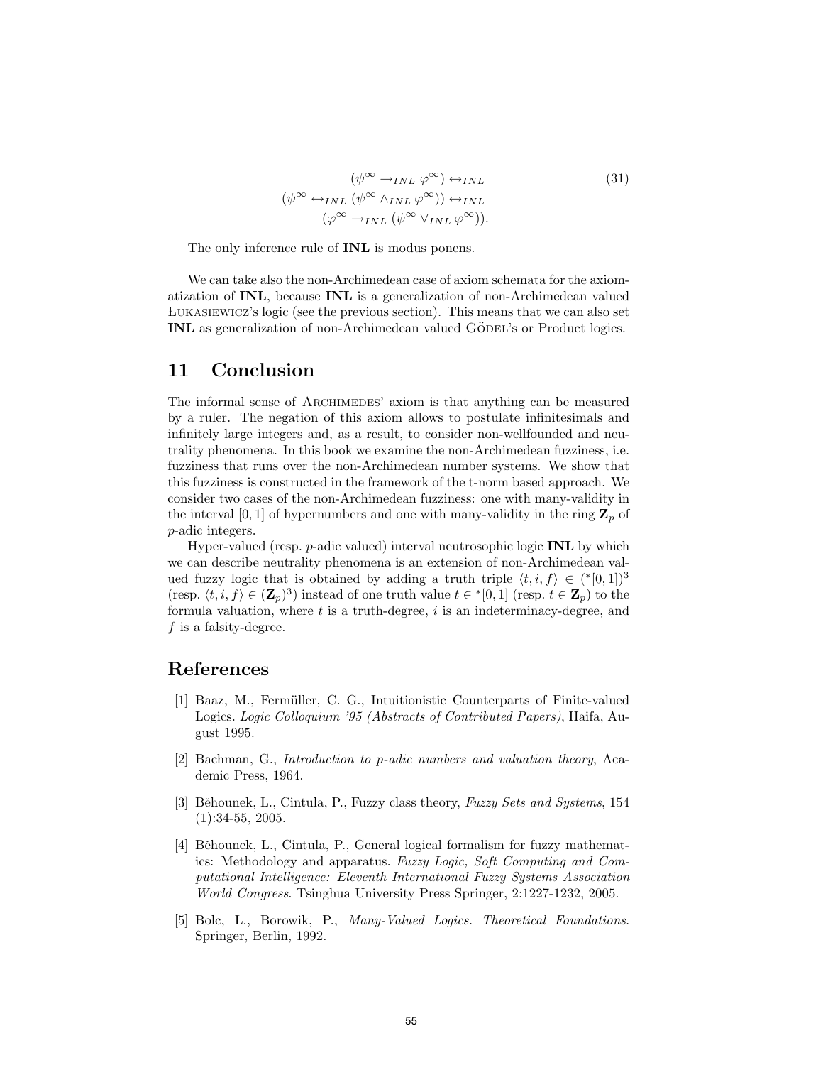$$
\begin{aligned}
&(\psi^{\infty} \rightarrow_{INL} \varphi^{\infty}) \leftrightarrow_{INL} \\
(\psi^{\infty} \leftrightarrow_{INL} &(\psi^{\infty} \wedge_{INL} \varphi^{\infty})) \leftrightarrow_{INL} \\
&(\varphi^{\infty} \rightarrow_{INL} (\psi^{\infty} \vee_{INL} \varphi^{\infty})).
\end{aligned} \tag{31}
$$

The only inference rule of **INL** is modus ponens.

We can take also the non-Archimedean case of axiom schemata for the axiomatization of **INL**, because **INL** is a generalization of non-Archimedean valued Lukasiewicz's logic (see the previous section). This means that we can also set **INL** as generalization of non-Archimedean valued Gödel's or Product logics.

## 11 Conclusion

The informal sense of Archimedes' axiom is that anything can be measured by a ruler. The negation of this axiom allows to postulate infinitesimals and infinitely large integers and, as a result, to consider non-wellfounded and neutrality phenomena. In this book we examine the non-Archimedean fuzziness, i.e. fuzziness that runs over the non-Archimedean number systems. We show that this fuzziness is constructed in the framework of the t-norm based approach. We consider two cases of the non-Archimedean fuzziness: one with many-validity in the interval $[0, 1]$ of hypernumbers and one with many-validity in the ring $\mathbf{Z}_p$ of $p$-adic integers.

Hyper-valued (resp. $p$-adic valued) interval neutrosophic logic **INL** by which we can describe neutrality phenomena is an extension of non-Archimedean valued fuzzy logic that is obtained by adding a truth triple $\langle t, i, f \rangle \in ({}^*[0, 1])^3$ (resp. $\langle t, i, f \rangle \in (\mathbf{Z}_p)^3$) instead of one truth value $t \in {}^*[0, 1]$ (resp. $t \in \mathbf{Z}_p$) to the formula valuation, where $t$ is a truth-degree, $i$ is an indeterminacy-degree, and $f$ is a falsity-degree.

## References

[1] Baaz, M., Fermüller, C. G., Intuitionistic Counterparts of Finite-valued Logics. *Logic Colloquium '95 (Abstracts of Contributed Papers)*, Haifa, August 1995.

[2] Bachman, G., *Introduction to p-adic numbers and valuation theory*, Academic Press, 1964.

[3] Běhounek, L., Cintula, P., Fuzzy class theory, *Fuzzy Sets and Systems*, 154 (1):34-55, 2005.

[4] Běhounek, L., Cintula, P., General logical formalism for fuzzy mathematics: Methodology and apparatus. *Fuzzy Logic, Soft Computing and Computational Intelligence: Eleventh International Fuzzy Systems Association World Congress*. Tsinghua University Press Springer, 2:1227-1232, 2005.

[5] Bolc, L., Borowik, P., *Many-Valued Logics. Theoretical Foundations*. Springer, Berlin, 1992.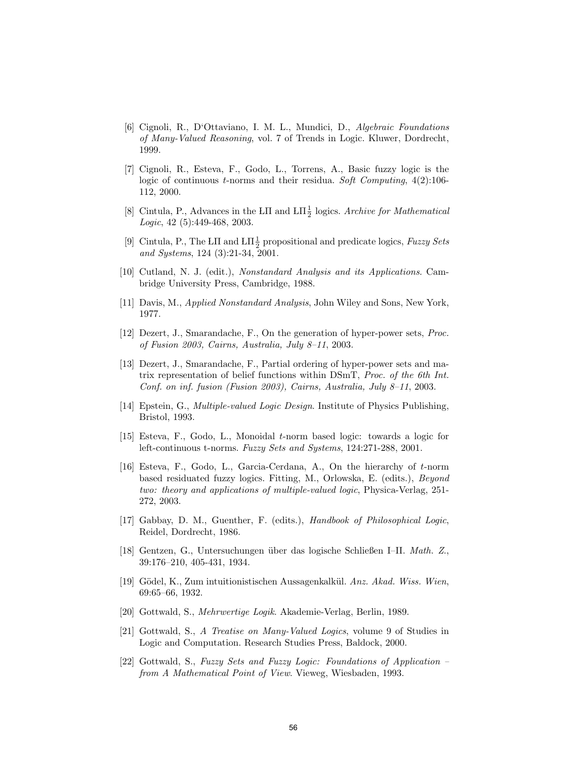[6] Cignoli, R., D'Ottaviano, I. M. L., Mundici, D., *Algebraic Foundations of Many-Valued Reasoning*, vol. 7 of Trends in Logic. Kluwer, Dordrecht, 1999.

[7] Cignoli, R., Esteva, F., Godo, L., Torrens, A., Basic fuzzy logic is the logic of continuous *t*-norms and their residua. *Soft Computing*, 4(2):106-112, 2000.

[8] Cintula, P., Advances in the ŁΠ and ŁΠ$\frac{1}{2}$ logics. *Archive for Mathematical Logic*, 42 (5):449-468, 2003.

[9] Cintula, P., The ŁΠ and ŁΠ$\frac{1}{2}$ propositional and predicate logics, *Fuzzy Sets and Systems*, 124 (3):21-34, 2001.

[10] Cutland, N. J. (edit.), *Nonstandard Analysis and its Applications*. Cambridge University Press, Cambridge, 1988.

[11] Davis, M., *Applied Nonstandard Analysis*, John Wiley and Sons, New York, 1977.

[12] Dezert, J., Smarandache, F., On the generation of hyper-power sets, *Proc. of Fusion 2003, Cairns, Australia, July 8–11*, 2003.

[13] Dezert, J., Smarandache, F., Partial ordering of hyper-power sets and matrix representation of belief functions within DSmT, *Proc. of the 6th Int. Conf. on inf. fusion (Fusion 2003), Cairns, Australia, July 8–11*, 2003.

[14] Epstein, G., *Multiple-valued Logic Design*. Institute of Physics Publishing, Bristol, 1993.

[15] Esteva, F., Godo, L., Monoidal *t*-norm based logic: towards a logic for left-continuous t-norms. *Fuzzy Sets and Systems*, 124:271-288, 2001.

[16] Esteva, F., Godo, L., Garcia-Cerdana, A., On the hierarchy of *t*-norm based residuated fuzzy logics. Fitting, M., Orlowska, E. (edits.), *Beyond two: theory and applications of multiple-valued logic*, Physica-Verlag, 251-272, 2003.

[17] Gabbay, D. M., Guenther, F. (edits.), *Handbook of Philosophical Logic*, Reidel, Dordrecht, 1986.

[18] Gentzen, G., Untersuchungen über das logische Schließen I–II. *Math. Z.*, 39:176–210, 405-431, 1934.

[19] Gödel, K., Zum intuitionistischen Aussagenkalkül. *Anz. Akad. Wiss. Wien*, 69:65–66, 1932.

[20] Gottwald, S., *Mehrwertige Logik*. Akademie-Verlag, Berlin, 1989.

[21] Gottwald, S., *A Treatise on Many-Valued Logics*, volume 9 of Studies in Logic and Computation. Research Studies Press, Baldock, 2000.

[22] Gottwald, S., *Fuzzy Sets and Fuzzy Logic: Foundations of Application – from A Mathematical Point of View*. Vieweg, Wiesbaden, 1993.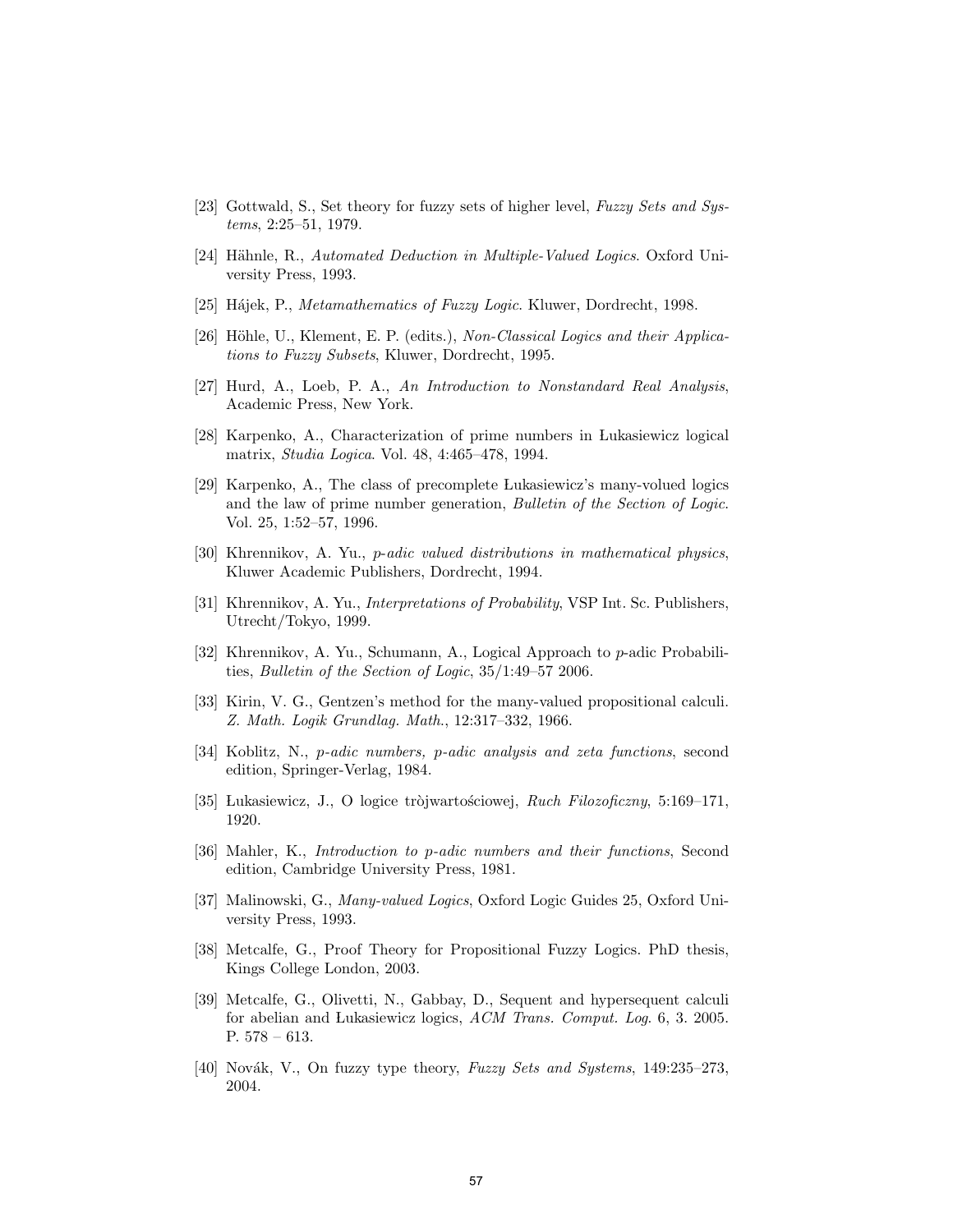[23] Gottwald, S., Set theory for fuzzy sets of higher level, *Fuzzy Sets and Systems*, 2:25–51, 1979.

[24] Hähnle, R., *Automated Deduction in Multiple-Valued Logics*. Oxford University Press, 1993.

[25] Hájek, P., *Metamathematics of Fuzzy Logic*. Kluwer, Dordrecht, 1998.

[26] Höhle, U., Klement, E. P. (edits.), *Non-Classical Logics and their Applications to Fuzzy Subsets*, Kluwer, Dordrecht, 1995.

[27] Hurd, A., Loeb, P. A., *An Introduction to Nonstandard Real Analysis*, Academic Press, New York.

[28] Karpenko, A., Characterization of prime numbers in Łukasiewicz logical matrix, *Studia Logica*. Vol. 48, 4:465–478, 1994.

[29] Karpenko, A., The class of precomplete Łukasiewicz's many-volued logics and the law of prime number generation, *Bulletin of the Section of Logic*. Vol. 25, 1:52–57, 1996.

[30] Khrennikov, A. Yu., *p-adic valued distributions in mathematical physics*, Kluwer Academic Publishers, Dordrecht, 1994.

[31] Khrennikov, A. Yu., *Interpretations of Probability*, VSP Int. Sc. Publishers, Utrecht/Tokyo, 1999.

[32] Khrennikov, A. Yu., Schumann, A., Logical Approach to $p$-adic Probabilities, *Bulletin of the Section of Logic*, 35/1:49–57 2006.

[33] Kirin, V. G., Gentzen's method for the many-valued propositional calculi. *Z. Math. Logik Grundlag. Math.*, 12:317–332, 1966.

[34] Koblitz, N., *p-adic numbers, p-adic analysis and zeta functions*, second edition, Springer-Verlag, 1984.

[35] Łukasiewicz, J., O logice tròjwartościowej, *Ruch Filozoficzny*, 5:169–171, 1920.

[36] Mahler, K., *Introduction to p-adic numbers and their functions*, Second edition, Cambridge University Press, 1981.

[37] Malinowski, G., *Many-valued Logics*, Oxford Logic Guides 25, Oxford University Press, 1993.

[38] Metcalfe, G., Proof Theory for Propositional Fuzzy Logics. PhD thesis, Kings College London, 2003.

[39] Metcalfe, G., Olivetti, N., Gabbay, D., Sequent and hypersequent calculi for abelian and Łukasiewicz logics, *ACM Trans. Comput. Log.* 6, 3. 2005. P. 578 – 613.

[40] Novák, V., On fuzzy type theory, *Fuzzy Sets and Systems*, 149:235–273, 2004.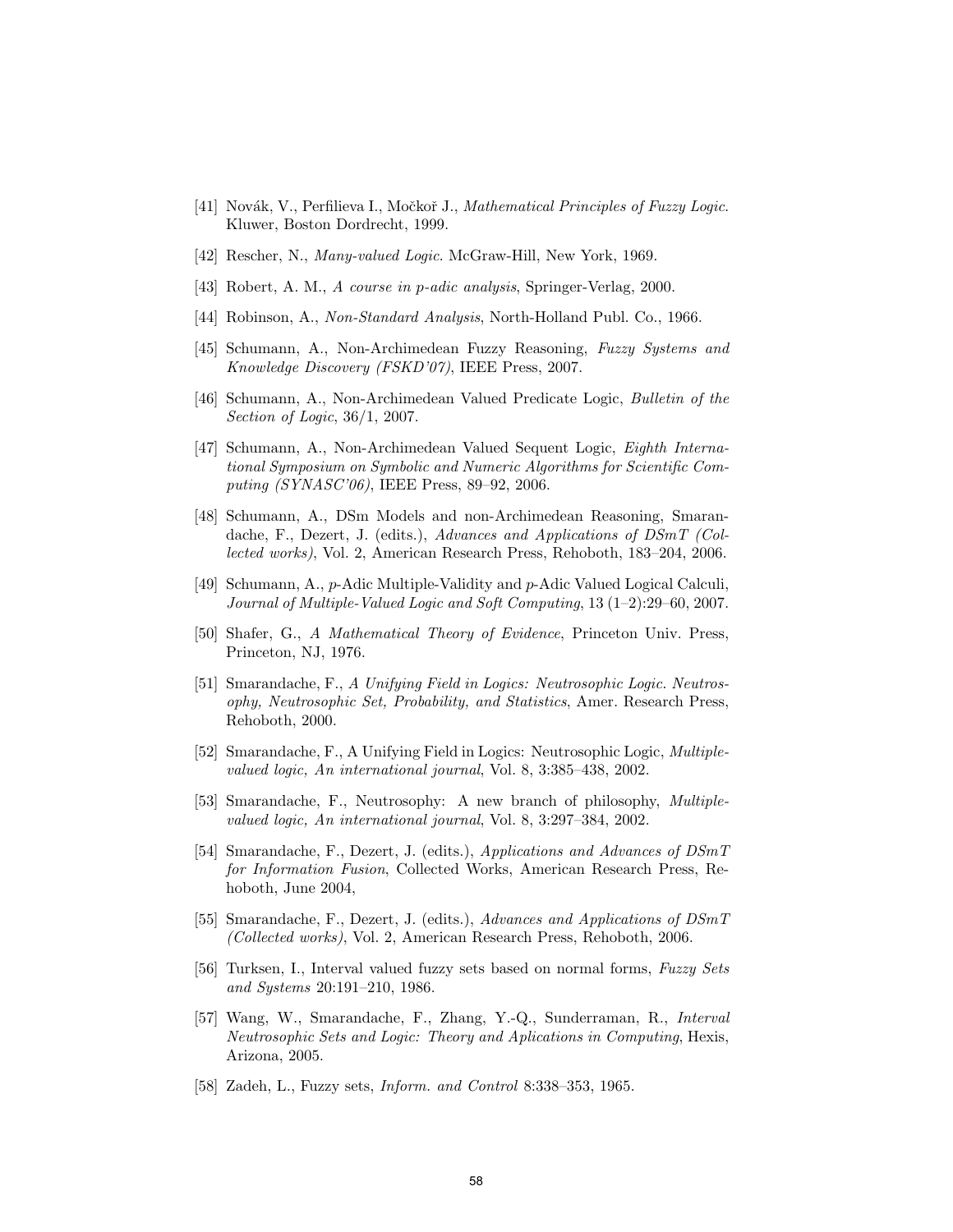[41] Novák, V., Perfilieva I., Močkoř J., *Mathematical Principles of Fuzzy Logic.* Kluwer, Boston Dordrecht, 1999.

[42] Rescher, N., *Many-valued Logic*. McGraw-Hill, New York, 1969.

[43] Robert, A. M., *A course in p-adic analysis*, Springer-Verlag, 2000.

[44] Robinson, A., *Non-Standard Analysis*, North-Holland Publ. Co., 1966.

[45] Schumann, A., Non-Archimedean Fuzzy Reasoning, *Fuzzy Systems and Knowledge Discovery (FSKD'07)*, IEEE Press, 2007.

[46] Schumann, A., Non-Archimedean Valued Predicate Logic, *Bulletin of the Section of Logic*, 36/1, 2007.

[47] Schumann, A., Non-Archimedean Valued Sequent Logic, *Eighth International Symposium on Symbolic and Numeric Algorithms for Scientific Computing (SYNASC'06)*, IEEE Press, 89–92, 2006.

[48] Schumann, A., DSm Models and non-Archimedean Reasoning, Smarandache, F., Dezert, J. (edits.), *Advances and Applications of DSmT (Collected works)*, Vol. 2, American Research Press, Rehoboth, 183–204, 2006.

[49] Schumann, A., $p$-Adic Multiple-Validity and $p$-Adic Valued Logical Calculi, *Journal of Multiple-Valued Logic and Soft Computing*, 13 (1–2):29–60, 2007.

[50] Shafer, G., *A Mathematical Theory of Evidence*, Princeton Univ. Press, Princeton, NJ, 1976.

[51] Smarandache, F., *A Unifying Field in Logics: Neutrosophic Logic. Neutrosophy, Neutrosophic Set, Probability, and Statistics*, Amer. Research Press, Rehoboth, 2000.

[52] Smarandache, F., A Unifying Field in Logics: Neutrosophic Logic, *Multiple-valued logic, An international journal*, Vol. 8, 3:385–438, 2002.

[53] Smarandache, F., Neutrosophy: A new branch of philosophy, *Multiple-valued logic, An international journal*, Vol. 8, 3:297–384, 2002.

[54] Smarandache, F., Dezert, J. (edits.), *Applications and Advances of DSmT for Information Fusion*, Collected Works, American Research Press, Rehoboth, June 2004,

[55] Smarandache, F., Dezert, J. (edits.), *Advances and Applications of DSmT (Collected works)*, Vol. 2, American Research Press, Rehoboth, 2006.

[56] Turksen, I., Interval valued fuzzy sets based on normal forms, *Fuzzy Sets and Systems* 20:191–210, 1986.

[57] Wang, W., Smarandache, F., Zhang, Y.-Q., Sunderraman, R., *Interval Neutrosophic Sets and Logic: Theory and Aplications in Computing*, Hexis, Arizona, 2005.

[58] Zadeh, L., Fuzzy sets, *Inform. and Control* 8:338–353, 1965.